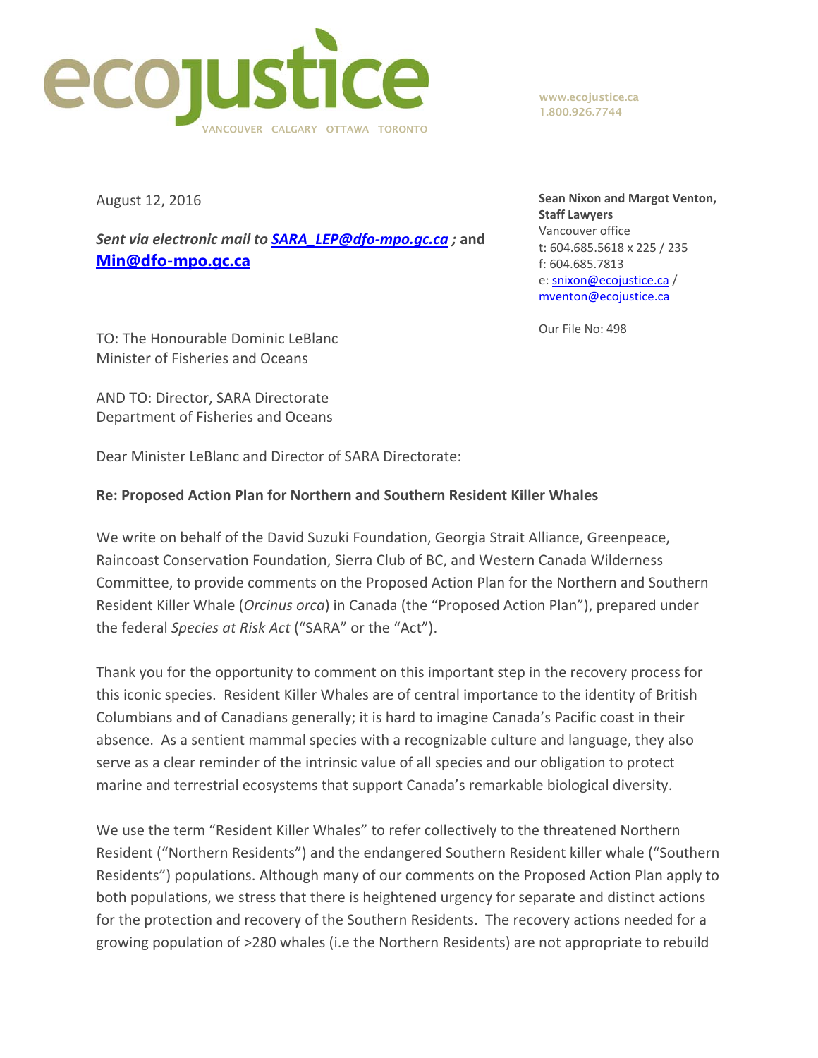ecojustice

VANCOUVER CALGARY OTTAWA TORONTO

www.ecojustice.ca
1.800.926.7744

August 12, 2016

***Sent via electronic mail to [SARA_LEP@dfo-mpo.gc.ca](mailto:SARA_LEP@dfo-mpo.gc.ca) ; and [Min@dfo-mpo.gc.ca](mailto:Min@dfo-mpo.gc.ca)***

**Sean Nixon and Margot Venton, Staff Lawyers**
Vancouver office
t: 604.685.5618 x 225 / 235
f: 604.685.7813
e: [snixon@ecojustice.ca](mailto:snixon@ecojustice.ca) / [mventon@ecojustice.ca](mailto:mventon@ecojustice.ca)

Our File No: 498

TO: The Honourable Dominic LeBlanc
Minister of Fisheries and Oceans

AND TO: Director, SARA Directorate
Department of Fisheries and Oceans

Dear Minister LeBlanc and Director of SARA Directorate:

**Re: Proposed Action Plan for Northern and Southern Resident Killer Whales**

We write on behalf of the David Suzuki Foundation, Georgia Strait Alliance, Greenpeace, Raincoast Conservation Foundation, Sierra Club of BC, and Western Canada Wilderness Committee, to provide comments on the Proposed Action Plan for the Northern and Southern Resident Killer Whale (*Orcinus orca*) in Canada (the "Proposed Action Plan"), prepared under the federal *Species at Risk Act* ("SARA" or the "Act").

Thank you for the opportunity to comment on this important step in the recovery process for this iconic species. Resident Killer Whales are of central importance to the identity of British Columbians and of Canadians generally; it is hard to imagine Canada's Pacific coast in their absence. As a sentient mammal species with a recognizable culture and language, they also serve as a clear reminder of the intrinsic value of all species and our obligation to protect marine and terrestrial ecosystems that support Canada's remarkable biological diversity.

We use the term "Resident Killer Whales" to refer collectively to the threatened Northern Resident ("Northern Residents") and the endangered Southern Resident killer whale ("Southern Residents") populations. Although many of our comments on the Proposed Action Plan apply to both populations, we stress that there is heightened urgency for separate and distinct actions for the protection and recovery of the Southern Residents. The recovery actions needed for a growing population of >280 whales (i.e the Northern Residents) are not appropriate to rebuild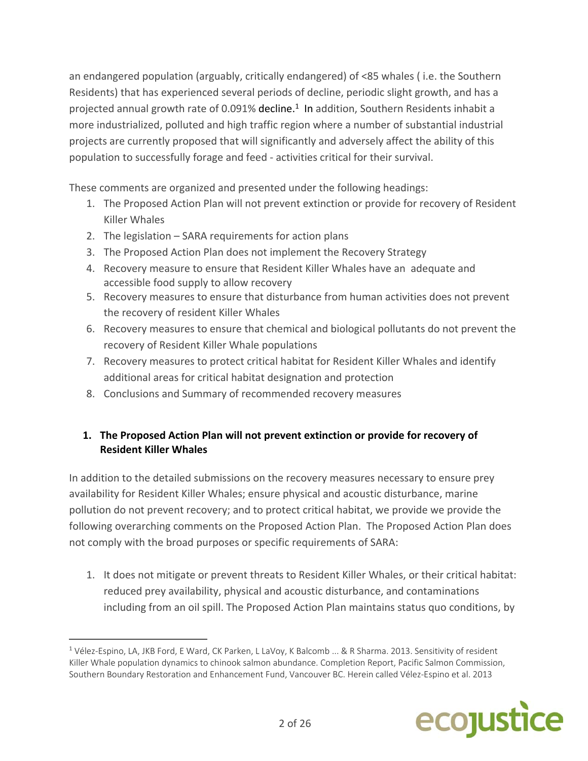an endangered population (arguably, critically endangered) of <85 whales ( i.e. the Southern Residents) that has experienced several periods of decline, periodic slight growth, and has a projected annual growth rate of 0.091% decline.[1] In addition, Southern Residents inhabit a more industrialized, polluted and high traffic region where a number of substantial industrial projects are currently proposed that will significantly and adversely affect the ability of this population to successfully forage and feed - activities critical for their survival.

These comments are organized and presented under the following headings:

1. The Proposed Action Plan will not prevent extinction or provide for recovery of Resident Killer Whales
2. The legislation – SARA requirements for action plans
3. The Proposed Action Plan does not implement the Recovery Strategy
4. Recovery measure to ensure that Resident Killer Whales have an adequate and accessible food supply to allow recovery
5. Recovery measures to ensure that disturbance from human activities does not prevent the recovery of resident Killer Whales
6. Recovery measures to ensure that chemical and biological pollutants do not prevent the recovery of Resident Killer Whale populations
7. Recovery measures to protect critical habitat for Resident Killer Whales and identify additional areas for critical habitat designation and protection
8. Conclusions and Summary of recommended recovery measures

## 1. The Proposed Action Plan will not prevent extinction or provide for recovery of Resident Killer Whales

In addition to the detailed submissions on the recovery measures necessary to ensure prey availability for Resident Killer Whales; ensure physical and acoustic disturbance, marine pollution do not prevent recovery; and to protect critical habitat, we provide we provide the following overarching comments on the Proposed Action Plan. The Proposed Action Plan does not comply with the broad purposes or specific requirements of SARA:

1. It does not mitigate or prevent threats to Resident Killer Whales, or their critical habitat: reduced prey availability, physical and acoustic disturbance, and contaminations including from an oil spill. The Proposed Action Plan maintains status quo conditions, by

---

[1] Vélez-Espino, LA, JKB Ford, E Ward, CK Parken, L LaVoy, K Balcomb ... & R Sharma. 2013. Sensitivity of resident Killer Whale population dynamics to chinook salmon abundance. Completion Report, Pacific Salmon Commission, Southern Boundary Restoration and Enhancement Fund, Vancouver BC. Herein called Vélez-Espino et al. 2013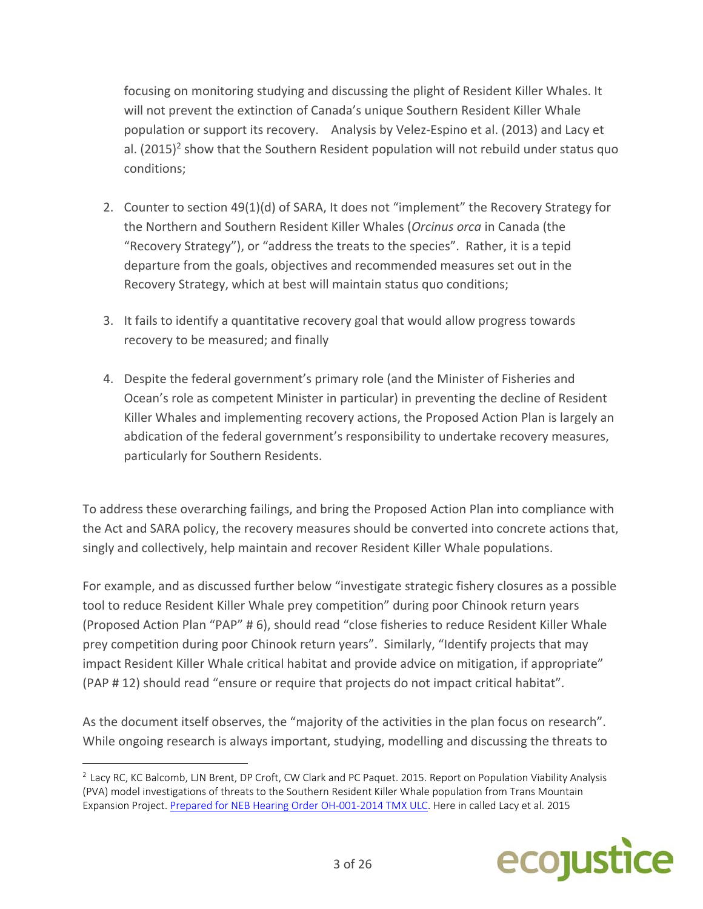focusing on monitoring studying and discussing the plight of Resident Killer Whales. It will not prevent the extinction of Canada's unique Southern Resident Killer Whale population or support its recovery. Analysis by Velez-Espino et al. (2013) and Lacy et al. (2015)[2] show that the Southern Resident population will not rebuild under status quo conditions;

2. Counter to section 49(1)(d) of SARA, It does not "implement" the Recovery Strategy for the Northern and Southern Resident Killer Whales (*Orcinus orca* in Canada (the "Recovery Strategy"), or "address the treats to the species". Rather, it is a tepid departure from the goals, objectives and recommended measures set out in the Recovery Strategy, which at best will maintain status quo conditions;

3. It fails to identify a quantitative recovery goal that would allow progress towards recovery to be measured; and finally

4. Despite the federal government's primary role (and the Minister of Fisheries and Ocean's role as competent Minister in particular) in preventing the decline of Resident Killer Whales and implementing recovery actions, the Proposed Action Plan is largely an abdication of the federal government's responsibility to undertake recovery measures, particularly for Southern Residents.

To address these overarching failings, and bring the Proposed Action Plan into compliance with the Act and SARA policy, the recovery measures should be converted into concrete actions that, singly and collectively, help maintain and recover Resident Killer Whale populations.

For example, and as discussed further below "investigate strategic fishery closures as a possible tool to reduce Resident Killer Whale prey competition" during poor Chinook return years (Proposed Action Plan "PAP" # 6), should read "close fisheries to reduce Resident Killer Whale prey competition during poor Chinook return years". Similarly, "Identify projects that may impact Resident Killer Whale critical habitat and provide advice on mitigation, if appropriate" (PAP # 12) should read "ensure or require that projects do not impact critical habitat".

As the document itself observes, the "majority of the activities in the plan focus on research". While ongoing research is always important, studying, modelling and discussing the threats to

---

[2] Lacy RC, KC Balcomb, LJN Brent, DP Croft, CW Clark and PC Paquet. 2015. Report on Population Viability Analysis (PVA) model investigations of threats to the Southern Resident Killer Whale population from Trans Mountain Expansion Project. Prepared for NEB Hearing Order OH-001-2014 TMX ULC. Here in called Lacy et al. 2015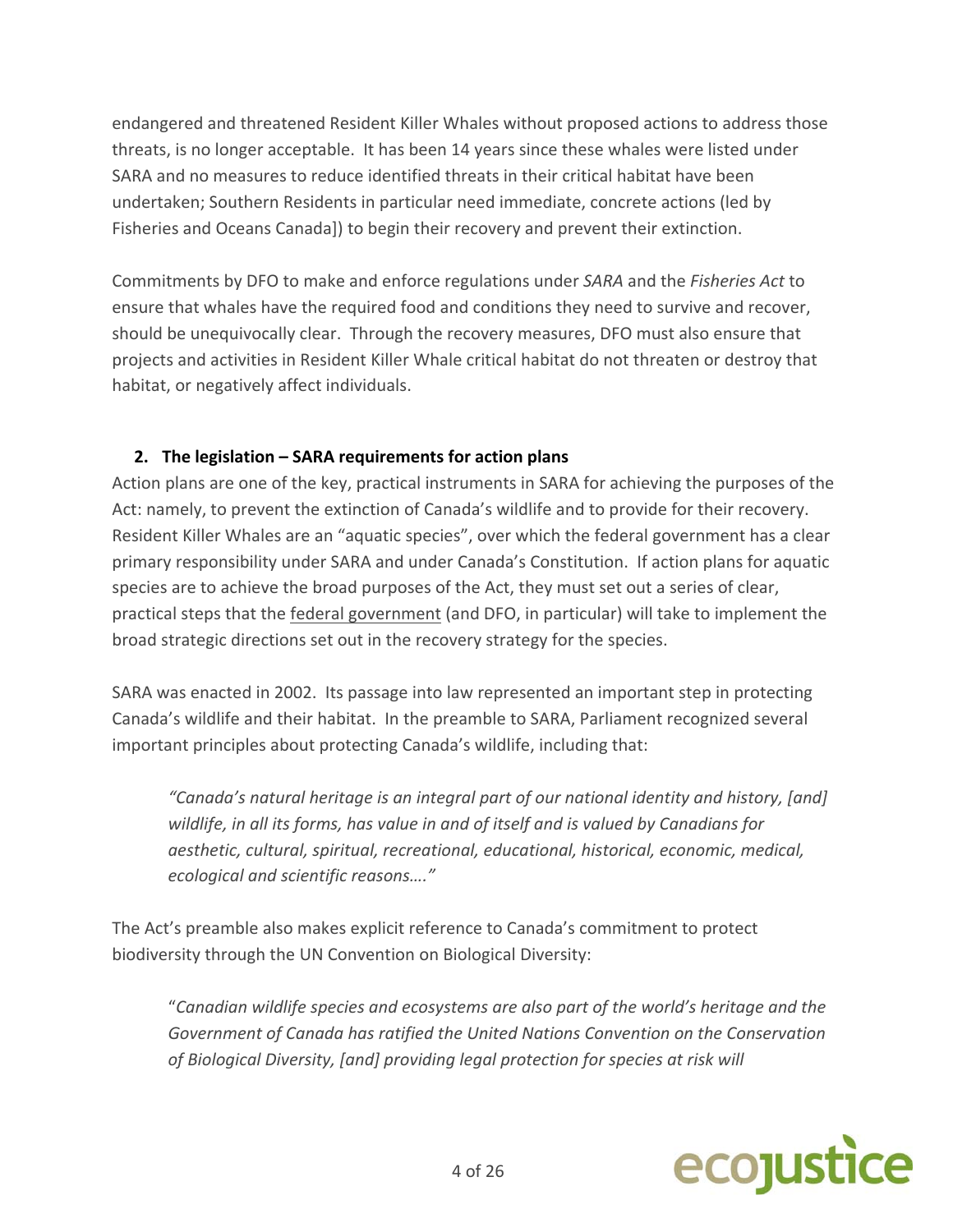endangered and threatened Resident Killer Whales without proposed actions to address those threats, is no longer acceptable. It has been 14 years since these whales were listed under SARA and no measures to reduce identified threats in their critical habitat have been undertaken; Southern Residents in particular need immediate, concrete actions (led by Fisheries and Oceans Canada]) to begin their recovery and prevent their extinction.

Commitments by DFO to make and enforce regulations under *SARA* and the *Fisheries Act* to ensure that whales have the required food and conditions they need to survive and recover, should be unequivocally clear. Through the recovery measures, DFO must also ensure that projects and activities in Resident Killer Whale critical habitat do not threaten or destroy that habitat, or negatively affect individuals.

## 2. The legislation – SARA requirements for action plans

Action plans are one of the key, practical instruments in SARA for achieving the purposes of the Act: namely, to prevent the extinction of Canada's wildlife and to provide for their recovery. Resident Killer Whales are an "aquatic species", over which the federal government has a clear primary responsibility under SARA and under Canada's Constitution. If action plans for aquatic species are to achieve the broad purposes of the Act, they must set out a series of clear, practical steps that the federal government (and DFO, in particular) will take to implement the broad strategic directions set out in the recovery strategy for the species.

SARA was enacted in 2002. Its passage into law represented an important step in protecting Canada's wildlife and their habitat. In the preamble to SARA, Parliament recognized several important principles about protecting Canada's wildlife, including that:

> *"Canada's natural heritage is an integral part of our national identity and history, [and] wildlife, in all its forms, has value in and of itself and is valued by Canadians for aesthetic, cultural, spiritual, recreational, educational, historical, economic, medical, ecological and scientific reasons…."*

The Act's preamble also makes explicit reference to Canada's commitment to protect biodiversity through the UN Convention on Biological Diversity:

> "*Canadian wildlife species and ecosystems are also part of the world's heritage and the Government of Canada has ratified the United Nations Convention on the Conservation of Biological Diversity, [and] providing legal protection for species at risk will*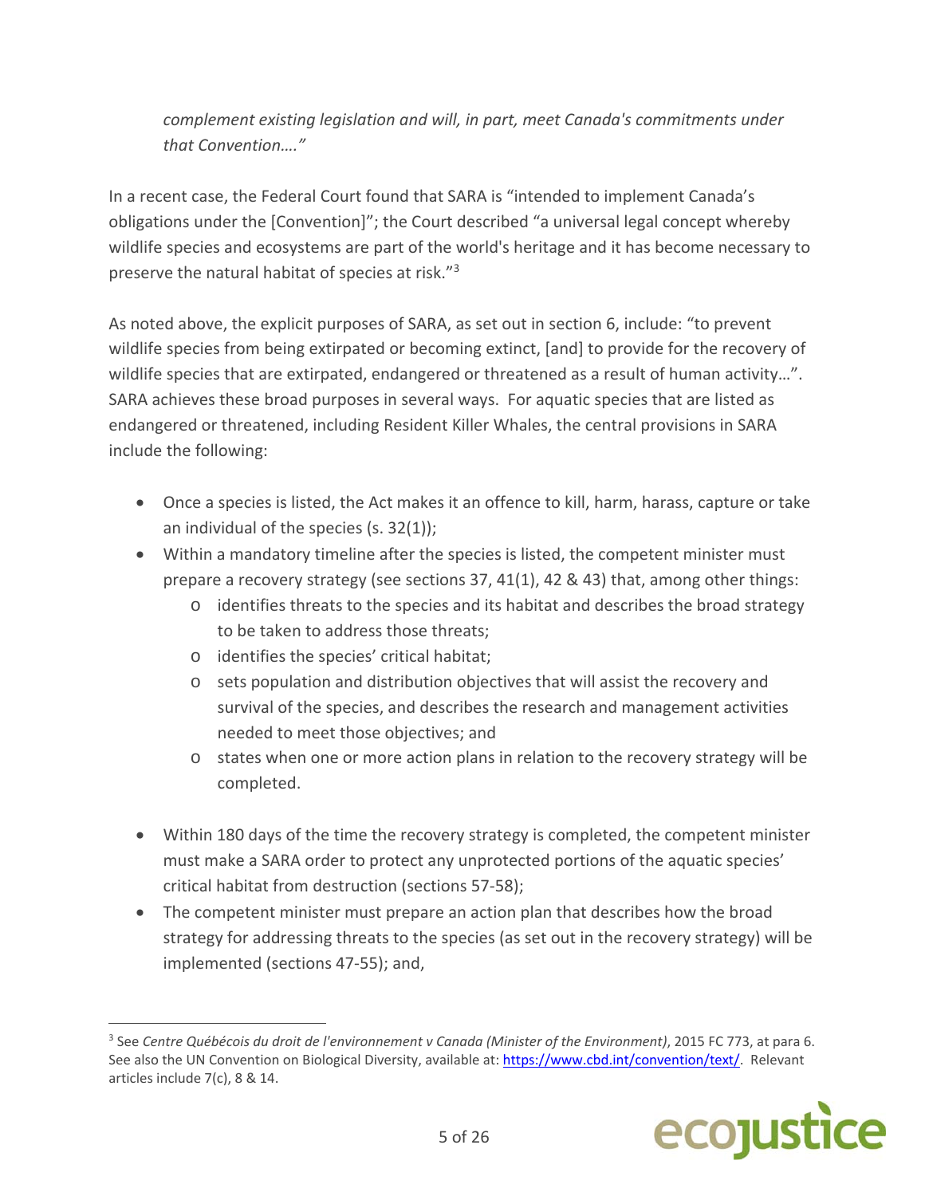*complement existing legislation and will, in part, meet Canada's commitments under that Convention…."*

In a recent case, the Federal Court found that SARA is "intended to implement Canada's obligations under the [Convention]"; the Court described "a universal legal concept whereby wildlife species and ecosystems are part of the world's heritage and it has become necessary to preserve the natural habitat of species at risk."[3]

As noted above, the explicit purposes of SARA, as set out in section 6, include: "to prevent wildlife species from being extirpated or becoming extinct, [and] to provide for the recovery of wildlife species that are extirpated, endangered or threatened as a result of human activity…". SARA achieves these broad purposes in several ways. For aquatic species that are listed as endangered or threatened, including Resident Killer Whales, the central provisions in SARA include the following:

- Once a species is listed, the Act makes it an offence to kill, harm, harass, capture or take an individual of the species (s. 32(1));
- Within a mandatory timeline after the species is listed, the competent minister must prepare a recovery strategy (see sections 37, 41(1), 42 & 43) that, among other things:
  - identifies threats to the species and its habitat and describes the broad strategy to be taken to address those threats;
  - identifies the species' critical habitat;
  - sets population and distribution objectives that will assist the recovery and survival of the species, and describes the research and management activities needed to meet those objectives; and
  - states when one or more action plans in relation to the recovery strategy will be completed.
- Within 180 days of the time the recovery strategy is completed, the competent minister must make a SARA order to protect any unprotected portions of the aquatic species' critical habitat from destruction (sections 57-58);
- The competent minister must prepare an action plan that describes how the broad strategy for addressing threats to the species (as set out in the recovery strategy) will be implemented (sections 47-55); and,

---

[3] See *Centre Québécois du droit de l'environnement v Canada (Minister of the Environment)*, 2015 FC 773, at para 6. See also the UN Convention on Biological Diversity, available at: https://www.cbd.int/convention/text/. Relevant articles include 7(c), 8 & 14.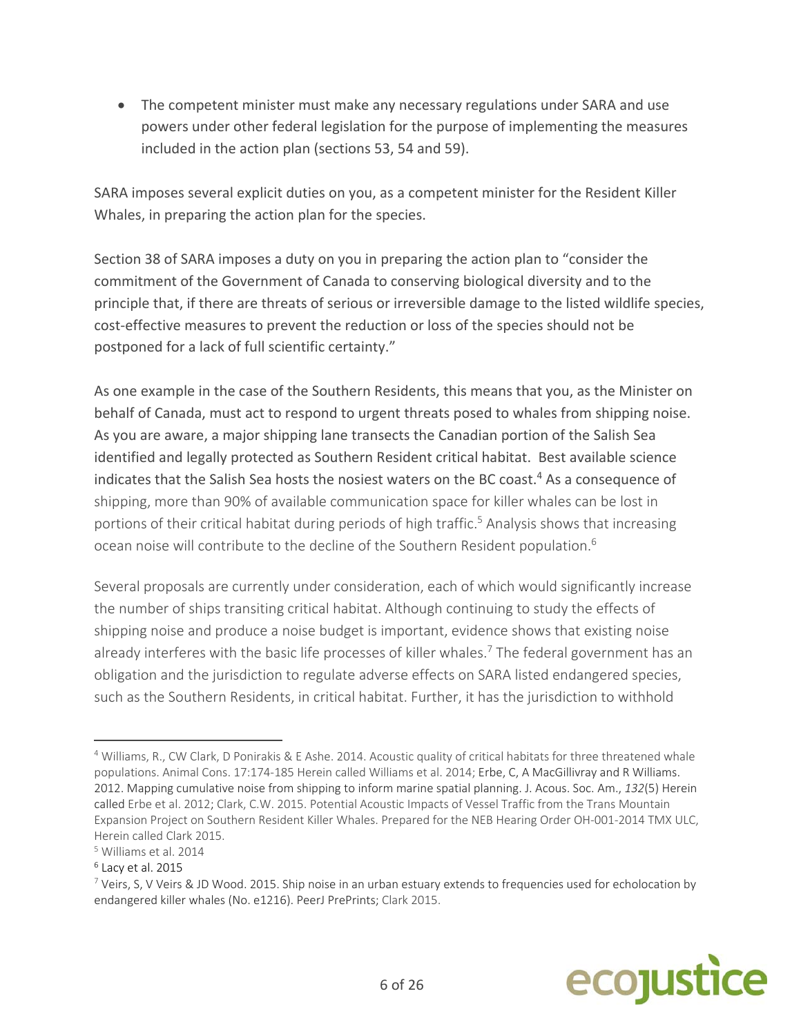- The competent minister must make any necessary regulations under SARA and use powers under other federal legislation for the purpose of implementing the measures included in the action plan (sections 53, 54 and 59).

SARA imposes several explicit duties on you, as a competent minister for the Resident Killer Whales, in preparing the action plan for the species.

Section 38 of SARA imposes a duty on you in preparing the action plan to "consider the commitment of the Government of Canada to conserving biological diversity and to the principle that, if there are threats of serious or irreversible damage to the listed wildlife species, cost-effective measures to prevent the reduction or loss of the species should not be postponed for a lack of full scientific certainty."

As one example in the case of the Southern Residents, this means that you, as the Minister on behalf of Canada, must act to respond to urgent threats posed to whales from shipping noise. As you are aware, a major shipping lane transects the Canadian portion of the Salish Sea identified and legally protected as Southern Resident critical habitat. Best available science indicates that the Salish Sea hosts the nosiest waters on the BC coast.[4] As a consequence of shipping, more than 90% of available communication space for killer whales can be lost in portions of their critical habitat during periods of high traffic.[5] Analysis shows that increasing ocean noise will contribute to the decline of the Southern Resident population.[6]

Several proposals are currently under consideration, each of which would significantly increase the number of ships transiting critical habitat. Although continuing to study the effects of shipping noise and produce a noise budget is important, evidence shows that existing noise already interferes with the basic life processes of killer whales.[7] The federal government has an obligation and the jurisdiction to regulate adverse effects on SARA listed endangered species, such as the Southern Residents, in critical habitat. Further, it has the jurisdiction to withhold

---

[4] Williams, R., CW Clark, D Ponirakis & E Ashe. 2014. Acoustic quality of critical habitats for three threatened whale populations. Animal Cons. 17:174-185 Herein called Williams et al. 2014; Erbe, C, A MacGillivray and R Williams. 2012. Mapping cumulative noise from shipping to inform marine spatial planning. J. Acous. Soc. Am., *132*(5) Herein called Erbe et al. 2012; Clark, C.W. 2015. Potential Acoustic Impacts of Vessel Traffic from the Trans Mountain Expansion Project on Southern Resident Killer Whales. Prepared for the NEB Hearing Order OH-001-2014 TMX ULC, Herein called Clark 2015.

[5] Williams et al. 2014

[6] Lacy et al. 2015

[7] Veirs, S, V Veirs & JD Wood. 2015. Ship noise in an urban estuary extends to frequencies used for echolocation by endangered killer whales (No. e1216). PeerJ PrePrints; Clark 2015.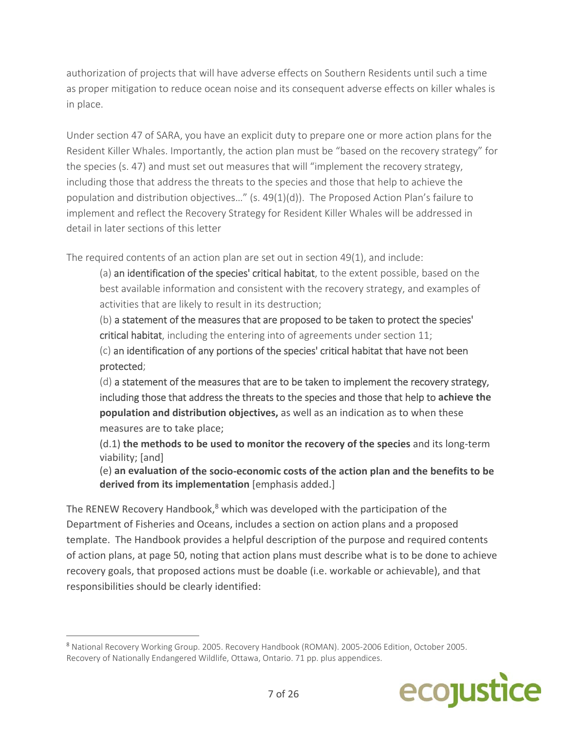authorization of projects that will have adverse effects on Southern Residents until such a time as proper mitigation to reduce ocean noise and its consequent adverse effects on killer whales is in place.

Under section 47 of SARA, you have an explicit duty to prepare one or more action plans for the Resident Killer Whales. Importantly, the action plan must be "based on the recovery strategy" for the species (s. 47) and must set out measures that will "implement the recovery strategy, including those that address the threats to the species and those that help to achieve the population and distribution objectives…" (s. 49(1)(d)). The Proposed Action Plan's failure to implement and reflect the Recovery Strategy for Resident Killer Whales will be addressed in detail in later sections of this letter

The required contents of an action plan are set out in section 49(1), and include:

> (a) an identification of the species' critical habitat, to the extent possible, based on the best available information and consistent with the recovery strategy, and examples of activities that are likely to result in its destruction;
>
> (b) a statement of the measures that are proposed to be taken to protect the species' critical habitat, including the entering into of agreements under section 11;
>
> (c) an identification of any portions of the species' critical habitat that have not been protected;
>
> (d) a statement of the measures that are to be taken to implement the recovery strategy, including those that address the threats to the species and those that help to **achieve the population and distribution objectives,** as well as an indication as to when these measures are to take place;
>
> (d.1) **the methods to be used to monitor the recovery of the species** and its long-term viability; [and]
>
> (e) **an evaluation of the socio-economic costs of the action plan and the benefits to be derived from its implementation** [emphasis added.]

The RENEW Recovery Handbook,[8] which was developed with the participation of the Department of Fisheries and Oceans, includes a section on action plans and a proposed template. The Handbook provides a helpful description of the purpose and required contents of action plans, at page 50, noting that action plans must describe what is to be done to achieve recovery goals, that proposed actions must be doable (i.e. workable or achievable), and that responsibilities should be clearly identified:

[8] National Recovery Working Group. 2005. Recovery Handbook (ROMAN). 2005-2006 Edition, October 2005. Recovery of Nationally Endangered Wildlife, Ottawa, Ontario. 71 pp. plus appendices.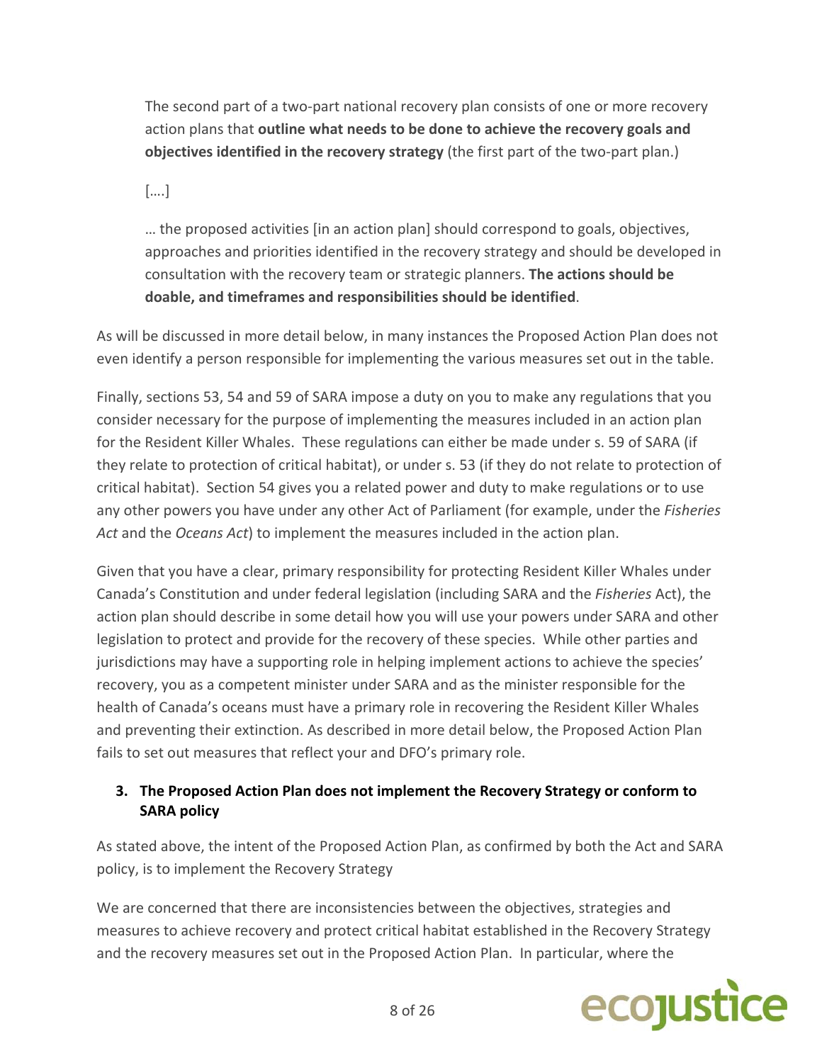> The second part of a two-part national recovery plan consists of one or more recovery action plans that **outline what needs to be done to achieve the recovery goals and objectives identified in the recovery strategy** (the first part of the two-part plan.)
>
> [….]
>
> … the proposed activities [in an action plan] should correspond to goals, objectives, approaches and priorities identified in the recovery strategy and should be developed in consultation with the recovery team or strategic planners. **The actions should be doable, and timeframes and responsibilities should be identified**.

As will be discussed in more detail below, in many instances the Proposed Action Plan does not even identify a person responsible for implementing the various measures set out in the table.

Finally, sections 53, 54 and 59 of SARA impose a duty on you to make any regulations that you consider necessary for the purpose of implementing the measures included in an action plan for the Resident Killer Whales. These regulations can either be made under s. 59 of SARA (if they relate to protection of critical habitat), or under s. 53 (if they do not relate to protection of critical habitat). Section 54 gives you a related power and duty to make regulations or to use any other powers you have under any other Act of Parliament (for example, under the *Fisheries Act* and the *Oceans Act*) to implement the measures included in the action plan.

Given that you have a clear, primary responsibility for protecting Resident Killer Whales under Canada's Constitution and under federal legislation (including SARA and the *Fisheries* Act), the action plan should describe in some detail how you will use your powers under SARA and other legislation to protect and provide for the recovery of these species. While other parties and jurisdictions may have a supporting role in helping implement actions to achieve the species' recovery, you as a competent minister under SARA and as the minister responsible for the health of Canada's oceans must have a primary role in recovering the Resident Killer Whales and preventing their extinction. As described in more detail below, the Proposed Action Plan fails to set out measures that reflect your and DFO's primary role.

### 3. The Proposed Action Plan does not implement the Recovery Strategy or conform to SARA policy

As stated above, the intent of the Proposed Action Plan, as confirmed by both the Act and SARA policy, is to implement the Recovery Strategy

We are concerned that there are inconsistencies between the objectives, strategies and measures to achieve recovery and protect critical habitat established in the Recovery Strategy and the recovery measures set out in the Proposed Action Plan. In particular, where the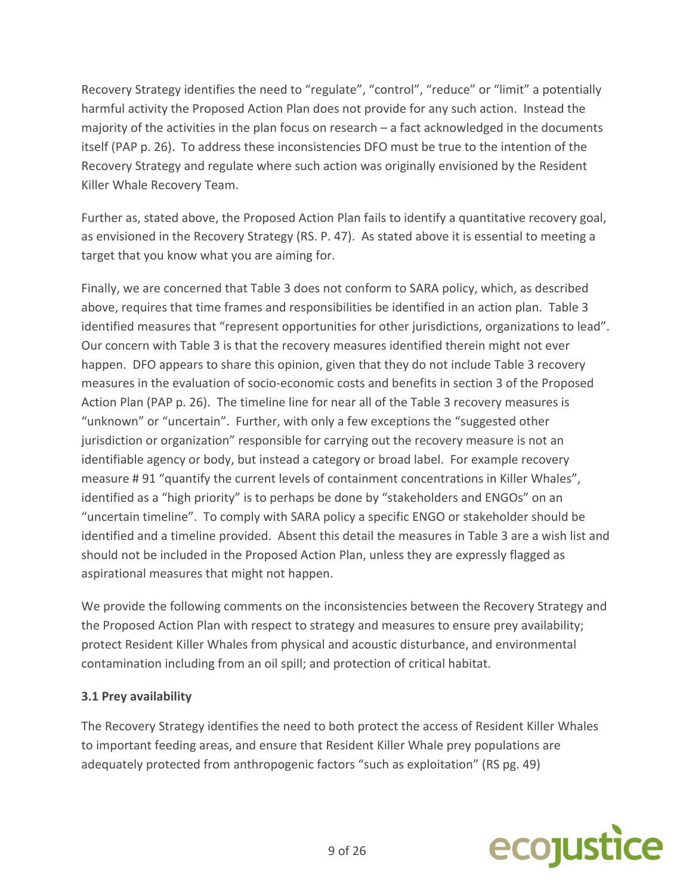Recovery Strategy identifies the need to "regulate", "control", "reduce" or "limit" a potentially harmful activity the Proposed Action Plan does not provide for any such action. Instead the majority of the activities in the plan focus on research – a fact acknowledged in the documents itself (PAP p. 26). To address these inconsistencies DFO must be true to the intention of the Recovery Strategy and regulate where such action was originally envisioned by the Resident Killer Whale Recovery Team.

Further as, stated above, the Proposed Action Plan fails to identify a quantitative recovery goal, as envisioned in the Recovery Strategy (RS. P. 47). As stated above it is essential to meeting a target that you know what you are aiming for.

Finally, we are concerned that Table 3 does not conform to SARA policy, which, as described above, requires that time frames and responsibilities be identified in an action plan. Table 3 identified measures that "represent opportunities for other jurisdictions, organizations to lead". Our concern with Table 3 is that the recovery measures identified therein might not ever happen. DFO appears to share this opinion, given that they do not include Table 3 recovery measures in the evaluation of socio-economic costs and benefits in section 3 of the Proposed Action Plan (PAP p. 26). The timeline line for near all of the Table 3 recovery measures is "unknown" or "uncertain". Further, with only a few exceptions the "suggested other jurisdiction or organization" responsible for carrying out the recovery measure is not an identifiable agency or body, but instead a category or broad label. For example recovery measure # 91 "quantify the current levels of containment concentrations in Killer Whales", identified as a "high priority" is to perhaps be done by "stakeholders and ENGOs" on an "uncertain timeline". To comply with SARA policy a specific ENGO or stakeholder should be identified and a timeline provided. Absent this detail the measures in Table 3 are a wish list and should not be included in the Proposed Action Plan, unless they are expressly flagged as aspirational measures that might not happen.

We provide the following comments on the inconsistencies between the Recovery Strategy and the Proposed Action Plan with respect to strategy and measures to ensure prey availability; protect Resident Killer Whales from physical and acoustic disturbance, and environmental contamination including from an oil spill; and protection of critical habitat.

**3.1 Prey availability**

The Recovery Strategy identifies the need to both protect the access of Resident Killer Whales to important feeding areas, and ensure that Resident Killer Whale prey populations are adequately protected from anthropogenic factors "such as exploitation" (RS pg. 49)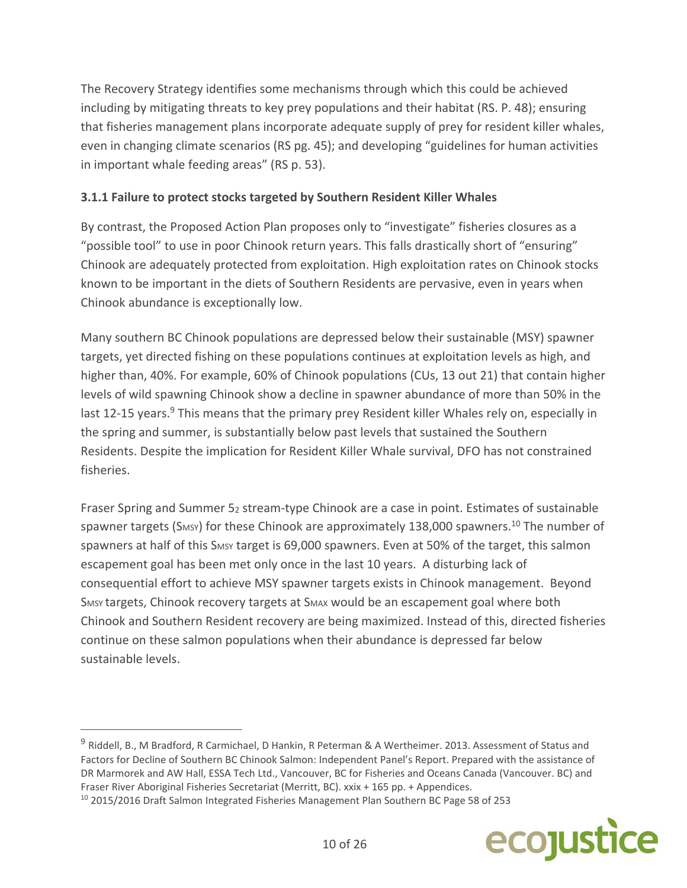The Recovery Strategy identifies some mechanisms through which this could be achieved including by mitigating threats to key prey populations and their habitat (RS. P. 48); ensuring that fisheries management plans incorporate adequate supply of prey for resident killer whales, even in changing climate scenarios (RS pg. 45); and developing "guidelines for human activities in important whale feeding areas" (RS p. 53).

### 3.1.1 Failure to protect stocks targeted by Southern Resident Killer Whales

By contrast, the Proposed Action Plan proposes only to "investigate" fisheries closures as a "possible tool" to use in poor Chinook return years. This falls drastically short of "ensuring" Chinook are adequately protected from exploitation. High exploitation rates on Chinook stocks known to be important in the diets of Southern Residents are pervasive, even in years when Chinook abundance is exceptionally low.

Many southern BC Chinook populations are depressed below their sustainable (MSY) spawner targets, yet directed fishing on these populations continues at exploitation levels as high, and higher than, 40%. For example, 60% of Chinook populations (CUs, 13 out 21) that contain higher levels of wild spawning Chinook show a decline in spawner abundance of more than 50% in the last 12-15 years.[9] This means that the primary prey Resident killer Whales rely on, especially in the spring and summer, is substantially below past levels that sustained the Southern Residents. Despite the implication for Resident Killer Whale survival, DFO has not constrained fisheries.

Fraser Spring and Summer $5_2$ stream-type Chinook are a case in point. Estimates of sustainable spawner targets ($S_{MSY}$) for these Chinook are approximately 138,000 spawners.[10] The number of spawners at half of this $S_{MSY}$ target is 69,000 spawners. Even at 50% of the target, this salmon escapement goal has been met only once in the last 10 years. A disturbing lack of consequential effort to achieve MSY spawner targets exists in Chinook management. Beyond $S_{MSY}$ targets, Chinook recovery targets at $S_{MAX}$ would be an escapement goal where both Chinook and Southern Resident recovery are being maximized. Instead of this, directed fisheries continue on these salmon populations when their abundance is depressed far below sustainable levels.

---

[9] Riddell, B., M Bradford, R Carmichael, D Hankin, R Peterman & A Wertheimer. 2013. Assessment of Status and Factors for Decline of Southern BC Chinook Salmon: Independent Panel's Report. Prepared with the assistance of DR Marmorek and AW Hall, ESSA Tech Ltd., Vancouver, BC for Fisheries and Oceans Canada (Vancouver. BC) and Fraser River Aboriginal Fisheries Secretariat (Merritt, BC). xxix + 165 pp. + Appendices.

[10] 2015/2016 Draft Salmon Integrated Fisheries Management Plan Southern BC Page 58 of 253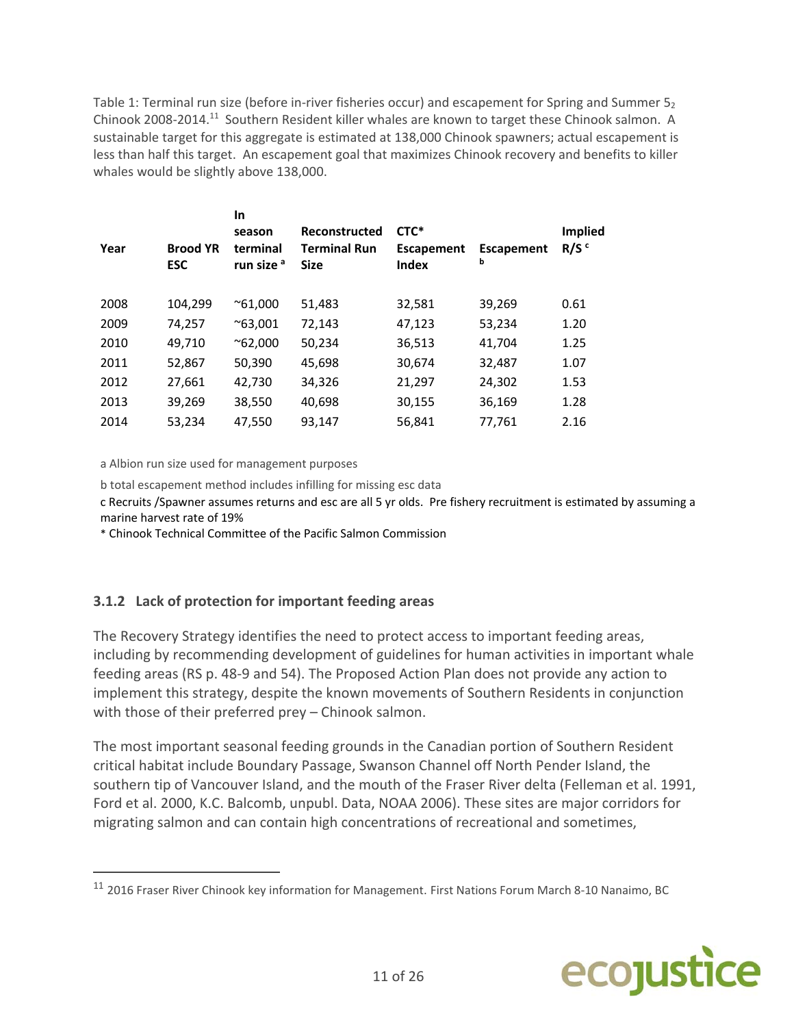Table 1: Terminal run size (before in-river fisheries occur) and escapement for Spring and Summer $5_2$ Chinook 2008-2014.[11] Southern Resident killer whales are known to target these Chinook salmon. A sustainable target for this aggregate is estimated at 138,000 Chinook spawners; actual escapement is less than half this target. An escapement goal that maximizes Chinook recovery and benefits to killer whales would be slightly above 138,000.

| Year | Brood YR ESC | In season terminal run size [a] | Reconstructed Terminal Run Size | CTC* Escapement Index | Escapement [b] | Implied R/S [c] |
|---|---|---|---|---|---|---|
| 2008 | 104,299 | ~61,000 | 51,483 | 32,581 | 39,269 | 0.61 |
| 2009 | 74,257 | ~63,001 | 72,143 | 47,123 | 53,234 | 1.20 |
| 2010 | 49,710 | ~62,000 | 50,234 | 36,513 | 41,704 | 1.25 |
| 2011 | 52,867 | 50,390 | 45,698 | 30,674 | 32,487 | 1.07 |
| 2012 | 27,661 | 42,730 | 34,326 | 21,297 | 24,302 | 1.53 |
| 2013 | 39,269 | 38,550 | 40,698 | 30,155 | 36,169 | 1.28 |
| 2014 | 53,234 | 47,550 | 93,147 | 56,841 | 77,761 | 2.16 |

a Albion run size used for management purposes

b total escapement method includes infilling for missing esc data

c Recruits /Spawner assumes returns and esc are all 5 yr olds. Pre fishery recruitment is estimated by assuming a marine harvest rate of 19%

* Chinook Technical Committee of the Pacific Salmon Commission

### 3.1.2 Lack of protection for important feeding areas

The Recovery Strategy identifies the need to protect access to important feeding areas, including by recommending development of guidelines for human activities in important whale feeding areas (RS p. 48-9 and 54). The Proposed Action Plan does not provide any action to implement this strategy, despite the known movements of Southern Residents in conjunction with those of their preferred prey – Chinook salmon.

The most important seasonal feeding grounds in the Canadian portion of Southern Resident critical habitat include Boundary Passage, Swanson Channel off North Pender Island, the southern tip of Vancouver Island, and the mouth of the Fraser River delta (Felleman et al. 1991, Ford et al. 2000, K.C. Balcomb, unpubl. Data, NOAA 2006). These sites are major corridors for migrating salmon and can contain high concentrations of recreational and sometimes,

[11] 2016 Fraser River Chinook key information for Management. First Nations Forum March 8-10 Nanaimo, BC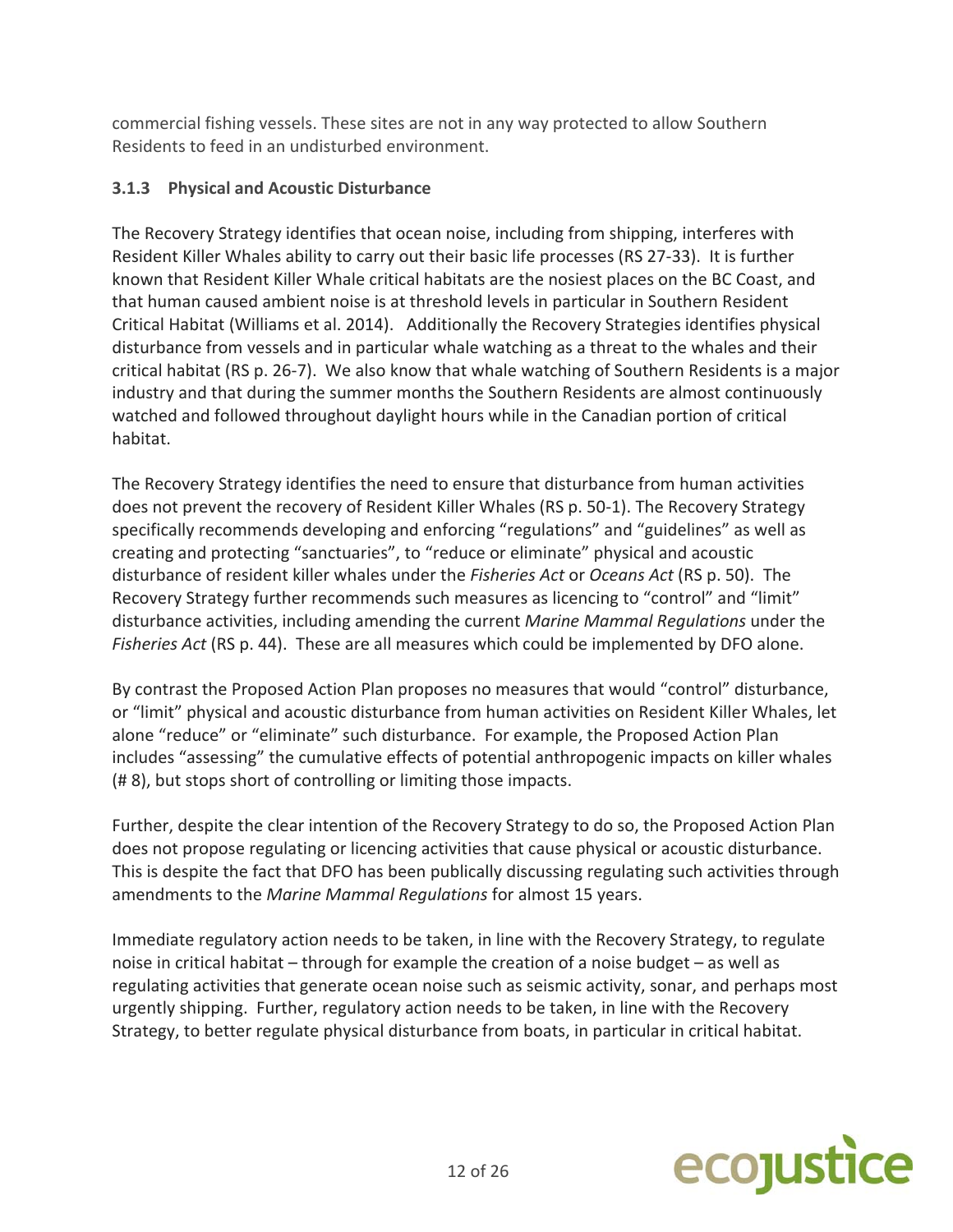commercial fishing vessels. These sites are not in any way protected to allow Southern Residents to feed in an undisturbed environment.

### 3.1.3 Physical and Acoustic Disturbance

The Recovery Strategy identifies that ocean noise, including from shipping, interferes with Resident Killer Whales ability to carry out their basic life processes (RS 27-33). It is further known that Resident Killer Whale critical habitats are the nosiest places on the BC Coast, and that human caused ambient noise is at threshold levels in particular in Southern Resident Critical Habitat (Williams et al. 2014). Additionally the Recovery Strategies identifies physical disturbance from vessels and in particular whale watching as a threat to the whales and their critical habitat (RS p. 26-7). We also know that whale watching of Southern Residents is a major industry and that during the summer months the Southern Residents are almost continuously watched and followed throughout daylight hours while in the Canadian portion of critical habitat.

The Recovery Strategy identifies the need to ensure that disturbance from human activities does not prevent the recovery of Resident Killer Whales (RS p. 50-1). The Recovery Strategy specifically recommends developing and enforcing "regulations" and "guidelines" as well as creating and protecting "sanctuaries", to "reduce or eliminate" physical and acoustic disturbance of resident killer whales under the *Fisheries Act* or *Oceans Act* (RS p. 50). The Recovery Strategy further recommends such measures as licencing to "control" and "limit" disturbance activities, including amending the current *Marine Mammal Regulations* under the *Fisheries Act* (RS p. 44). These are all measures which could be implemented by DFO alone.

By contrast the Proposed Action Plan proposes no measures that would "control" disturbance, or "limit" physical and acoustic disturbance from human activities on Resident Killer Whales, let alone "reduce" or "eliminate" such disturbance. For example, the Proposed Action Plan includes "assessing" the cumulative effects of potential anthropogenic impacts on killer whales (# 8), but stops short of controlling or limiting those impacts.

Further, despite the clear intention of the Recovery Strategy to do so, the Proposed Action Plan does not propose regulating or licencing activities that cause physical or acoustic disturbance. This is despite the fact that DFO has been publically discussing regulating such activities through amendments to the *Marine Mammal Regulations* for almost 15 years.

Immediate regulatory action needs to be taken, in line with the Recovery Strategy, to regulate noise in critical habitat – through for example the creation of a noise budget – as well as regulating activities that generate ocean noise such as seismic activity, sonar, and perhaps most urgently shipping. Further, regulatory action needs to be taken, in line with the Recovery Strategy, to better regulate physical disturbance from boats, in particular in critical habitat.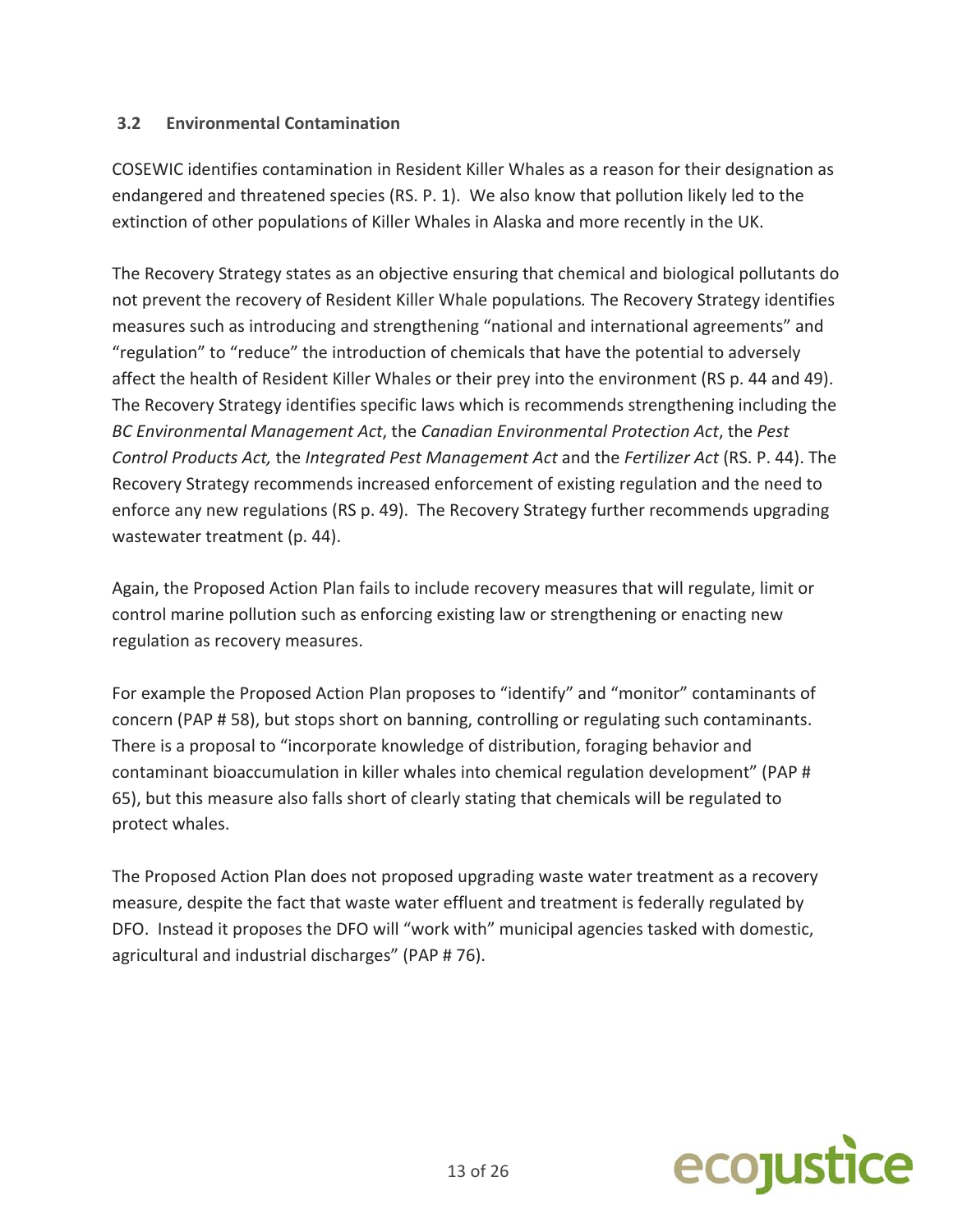### 3.2 Environmental Contamination

COSEWIC identifies contamination in Resident Killer Whales as a reason for their designation as endangered and threatened species (RS. P. 1). We also know that pollution likely led to the extinction of other populations of Killer Whales in Alaska and more recently in the UK.

The Recovery Strategy states as an objective ensuring that chemical and biological pollutants do not prevent the recovery of Resident Killer Whale populations. The Recovery Strategy identifies measures such as introducing and strengthening "national and international agreements" and "regulation" to "reduce" the introduction of chemicals that have the potential to adversely affect the health of Resident Killer Whales or their prey into the environment (RS p. 44 and 49). The Recovery Strategy identifies specific laws which is recommends strengthening including the *BC Environmental Management Act*, the *Canadian Environmental Protection Act*, the *Pest Control Products Act,* the *Integrated Pest Management Act* and the *Fertilizer Act* (RS. P. 44). The Recovery Strategy recommends increased enforcement of existing regulation and the need to enforce any new regulations (RS p. 49). The Recovery Strategy further recommends upgrading wastewater treatment (p. 44).

Again, the Proposed Action Plan fails to include recovery measures that will regulate, limit or control marine pollution such as enforcing existing law or strengthening or enacting new regulation as recovery measures.

For example the Proposed Action Plan proposes to "identify" and "monitor" contaminants of concern (PAP # 58), but stops short on banning, controlling or regulating such contaminants. There is a proposal to "incorporate knowledge of distribution, foraging behavior and contaminant bioaccumulation in killer whales into chemical regulation development" (PAP # 65), but this measure also falls short of clearly stating that chemicals will be regulated to protect whales.

The Proposed Action Plan does not proposed upgrading waste water treatment as a recovery measure, despite the fact that waste water effluent and treatment is federally regulated by DFO. Instead it proposes the DFO will "work with" municipal agencies tasked with domestic, agricultural and industrial discharges" (PAP # 76).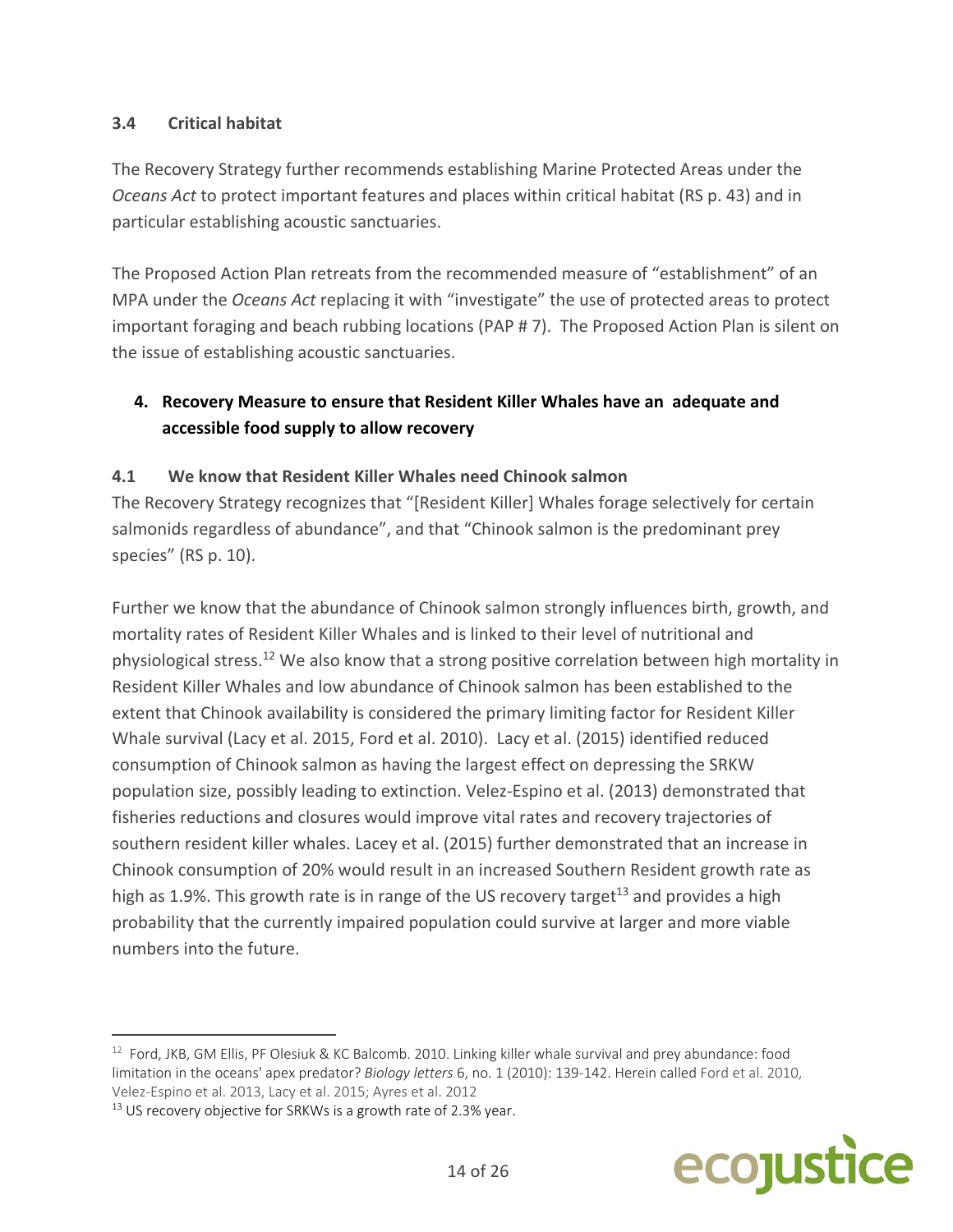### 3.4 Critical habitat

The Recovery Strategy further recommends establishing Marine Protected Areas under the *Oceans Act* to protect important features and places within critical habitat (RS p. 43) and in particular establishing acoustic sanctuaries.

The Proposed Action Plan retreats from the recommended measure of "establishment" of an MPA under the *Oceans Act* replacing it with "investigate" the use of protected areas to protect important foraging and beach rubbing locations (PAP # 7). The Proposed Action Plan is silent on the issue of establishing acoustic sanctuaries.

## 4. Recovery Measure to ensure that Resident Killer Whales have an adequate and accessible food supply to allow recovery

### 4.1 We know that Resident Killer Whales need Chinook salmon

The Recovery Strategy recognizes that "[Resident Killer] Whales forage selectively for certain salmonids regardless of abundance", and that "Chinook salmon is the predominant prey species" (RS p. 10).

Further we know that the abundance of Chinook salmon strongly influences birth, growth, and mortality rates of Resident Killer Whales and is linked to their level of nutritional and physiological stress.[12] We also know that a strong positive correlation between high mortality in Resident Killer Whales and low abundance of Chinook salmon has been established to the extent that Chinook availability is considered the primary limiting factor for Resident Killer Whale survival (Lacy et al. 2015, Ford et al. 2010). Lacy et al. (2015) identified reduced consumption of Chinook salmon as having the largest effect on depressing the SRKW population size, possibly leading to extinction. Velez-Espino et al. (2013) demonstrated that fisheries reductions and closures would improve vital rates and recovery trajectories of southern resident killer whales. Lacey et al. (2015) further demonstrated that an increase in Chinook consumption of 20% would result in an increased Southern Resident growth rate as high as 1.9%. This growth rate is in range of the US recovery target[13] and provides a high probability that the currently impaired population could survive at larger and more viable numbers into the future.

---

[12] Ford, JKB, GM Ellis, PF Olesiuk & KC Balcomb. 2010. Linking killer whale survival and prey abundance: food limitation in the oceans' apex predator? *Biology letters* 6, no. 1 (2010): 139-142. Herein called Ford et al. 2010, Velez-Espino et al. 2013, Lacy et al. 2015; Ayres et al. 2012

[13] US recovery objective for SRKWs is a growth rate of 2.3% year.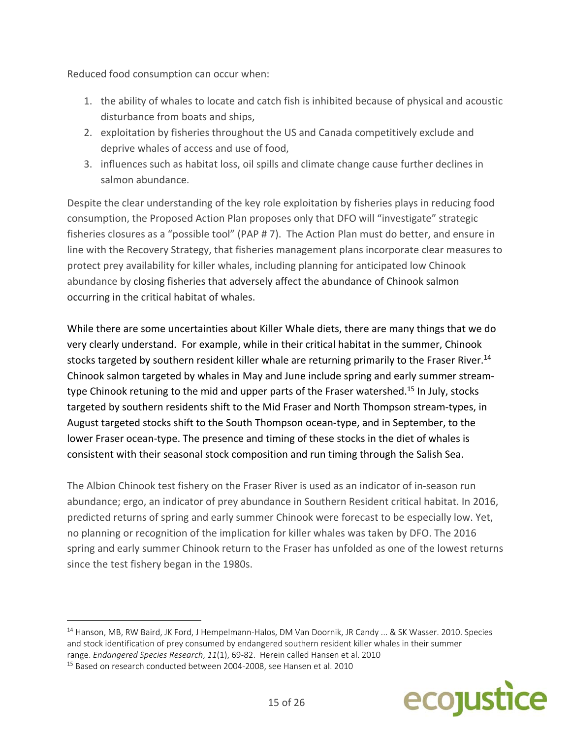Reduced food consumption can occur when:

1. the ability of whales to locate and catch fish is inhibited because of physical and acoustic disturbance from boats and ships,
2. exploitation by fisheries throughout the US and Canada competitively exclude and deprive whales of access and use of food,
3. influences such as habitat loss, oil spills and climate change cause further declines in salmon abundance.

Despite the clear understanding of the key role exploitation by fisheries plays in reducing food consumption, the Proposed Action Plan proposes only that DFO will "investigate" strategic fisheries closures as a "possible tool" (PAP # 7). The Action Plan must do better, and ensure in line with the Recovery Strategy, that fisheries management plans incorporate clear measures to protect prey availability for killer whales, including planning for anticipated low Chinook abundance by closing fisheries that adversely affect the abundance of Chinook salmon occurring in the critical habitat of whales.

While there are some uncertainties about Killer Whale diets, there are many things that we do very clearly understand. For example, while in their critical habitat in the summer, Chinook stocks targeted by southern resident killer whale are returning primarily to the Fraser River.[14] Chinook salmon targeted by whales in May and June include spring and early summer stream-type Chinook retuning to the mid and upper parts of the Fraser watershed.[15] In July, stocks targeted by southern residents shift to the Mid Fraser and North Thompson stream-types, in August targeted stocks shift to the South Thompson ocean-type, and in September, to the lower Fraser ocean-type. The presence and timing of these stocks in the diet of whales is consistent with their seasonal stock composition and run timing through the Salish Sea.

The Albion Chinook test fishery on the Fraser River is used as an indicator of in-season run abundance; ergo, an indicator of prey abundance in Southern Resident critical habitat. In 2016, predicted returns of spring and early summer Chinook were forecast to be especially low. Yet, no planning or recognition of the implication for killer whales was taken by DFO. The 2016 spring and early summer Chinook return to the Fraser has unfolded as one of the lowest returns since the test fishery began in the 1980s.

---

[14] Hanson, MB, RW Baird, JK Ford, J Hempelmann-Halos, DM Van Doornik, JR Candy ... & SK Wasser. 2010. Species and stock identification of prey consumed by endangered southern resident killer whales in their summer range. *Endangered Species Research*, *11*(1), 69-82. Herein called Hansen et al. 2010

[15] Based on research conducted between 2004-2008, see Hansen et al. 2010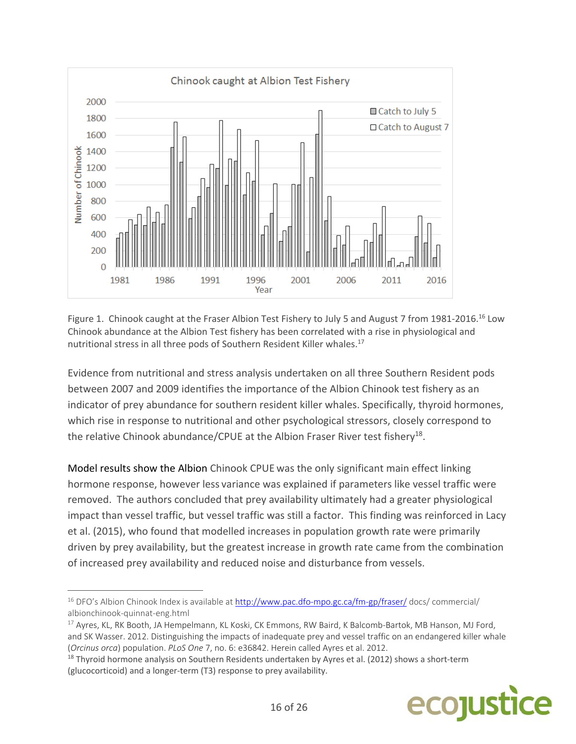Figure 1. Chinook caught at the Fraser Albion Test Fishery to July 5 and August 7 from 1981-2016.[16] Low Chinook abundance at the Albion Test fishery has been correlated with a rise in physiological and nutritional stress in all three pods of Southern Resident Killer whales.[17]

Evidence from nutritional and stress analysis undertaken on all three Southern Resident pods between 2007 and 2009 identifies the importance of the Albion Chinook test fishery as an indicator of prey abundance for southern resident killer whales. Specifically, thyroid hormones, which rise in response to nutritional and other psychological stressors, closely correspond to the relative Chinook abundance/CPUE at the Albion Fraser River test fishery[18].

Model results show the Albion Chinook CPUE was the only significant main effect linking hormone response, however less variance was explained if parameters like vessel traffic were removed. The authors concluded that prey availability ultimately had a greater physiological impact than vessel traffic, but vessel traffic was still a factor. This finding was reinforced in Lacy et al. (2015), who found that modelled increases in population growth rate were primarily driven by prey availability, but the greatest increase in growth rate came from the combination of increased prey availability and reduced noise and disturbance from vessels.

---

[16] DFO's Albion Chinook Index is available at http://www.pac.dfo-mpo.gc.ca/fm-gp/fraser/ docs/ commercial/ albionchinook-quinnat-eng.html

[17] Ayres, KL, RK Booth, JA Hempelmann, KL Koski, CK Emmons, RW Baird, K Balcomb-Bartok, MB Hanson, MJ Ford, and SK Wasser. 2012. Distinguishing the impacts of inadequate prey and vessel traffic on an endangered killer whale (*Orcinus orca*) population. *PLoS One* 7, no. 6: e36842. Herein called Ayres et al. 2012.

[18] Thyroid hormone analysis on Southern Residents undertaken by Ayres et al. (2012) shows a short-term (glucocorticoid) and a longer-term (T3) response to prey availability.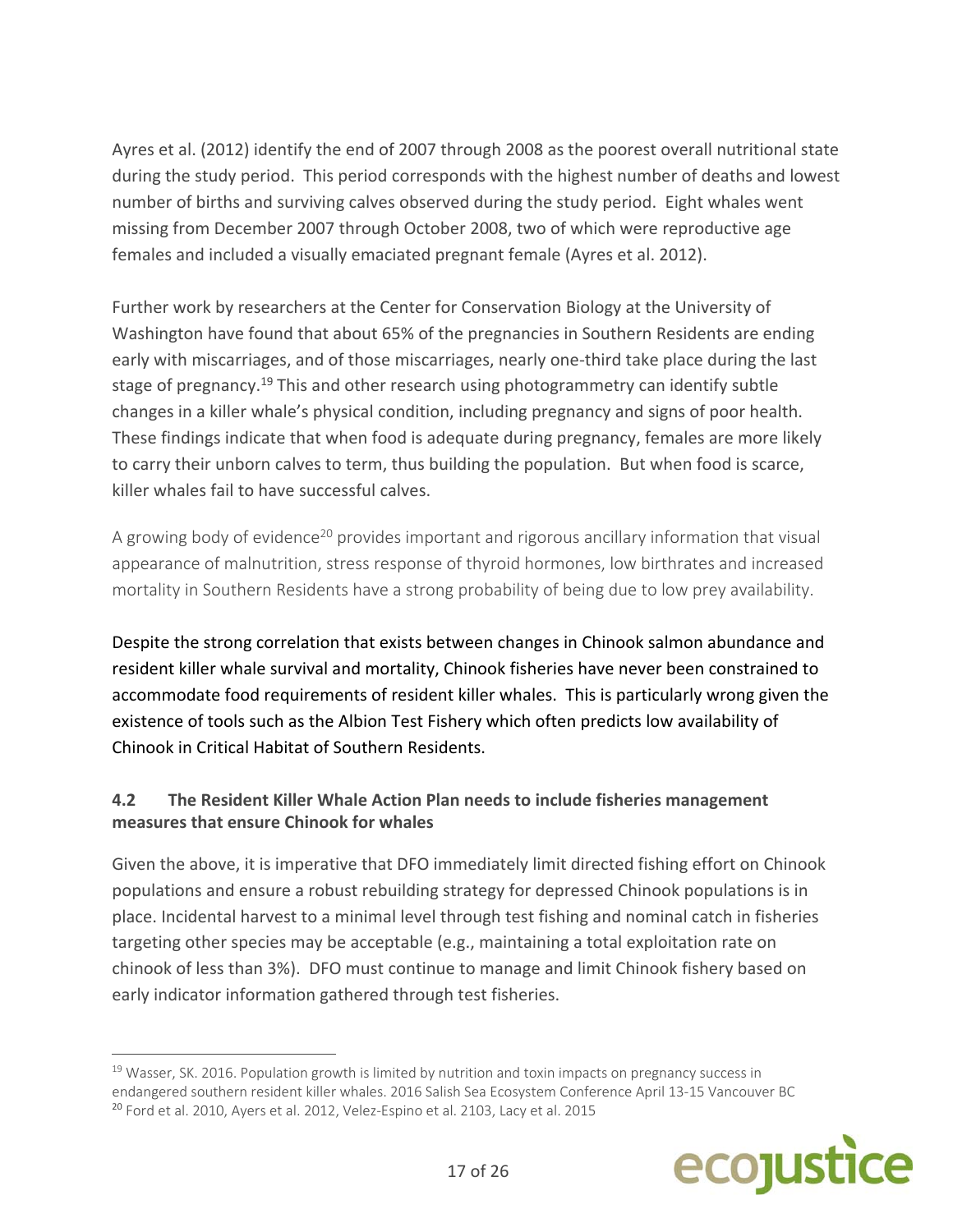Ayres et al. (2012) identify the end of 2007 through 2008 as the poorest overall nutritional state during the study period. This period corresponds with the highest number of deaths and lowest number of births and surviving calves observed during the study period. Eight whales went missing from December 2007 through October 2008, two of which were reproductive age females and included a visually emaciated pregnant female (Ayres et al. 2012).

Further work by researchers at the Center for Conservation Biology at the University of Washington have found that about 65% of the pregnancies in Southern Residents are ending early with miscarriages, and of those miscarriages, nearly one-third take place during the last stage of pregnancy.[19] This and other research using photogrammetry can identify subtle changes in a killer whale's physical condition, including pregnancy and signs of poor health. These findings indicate that when food is adequate during pregnancy, females are more likely to carry their unborn calves to term, thus building the population. But when food is scarce, killer whales fail to have successful calves.

A growing body of evidence[20] provides important and rigorous ancillary information that visual appearance of malnutrition, stress response of thyroid hormones, low birthrates and increased mortality in Southern Residents have a strong probability of being due to low prey availability.

Despite the strong correlation that exists between changes in Chinook salmon abundance and resident killer whale survival and mortality, Chinook fisheries have never been constrained to accommodate food requirements of resident killer whales. This is particularly wrong given the existence of tools such as the Albion Test Fishery which often predicts low availability of Chinook in Critical Habitat of Southern Residents.

### 4.2 The Resident Killer Whale Action Plan needs to include fisheries management measures that ensure Chinook for whales

Given the above, it is imperative that DFO immediately limit directed fishing effort on Chinook populations and ensure a robust rebuilding strategy for depressed Chinook populations is in place. Incidental harvest to a minimal level through test fishing and nominal catch in fisheries targeting other species may be acceptable (e.g., maintaining a total exploitation rate on chinook of less than 3%). DFO must continue to manage and limit Chinook fishery based on early indicator information gathered through test fisheries.

---

[19] Wasser, SK. 2016. Population growth is limited by nutrition and toxin impacts on pregnancy success in endangered southern resident killer whales. 2016 Salish Sea Ecosystem Conference April 13-15 Vancouver BC

[20] Ford et al. 2010, Ayers et al. 2012, Velez-Espino et al. 2103, Lacy et al. 2015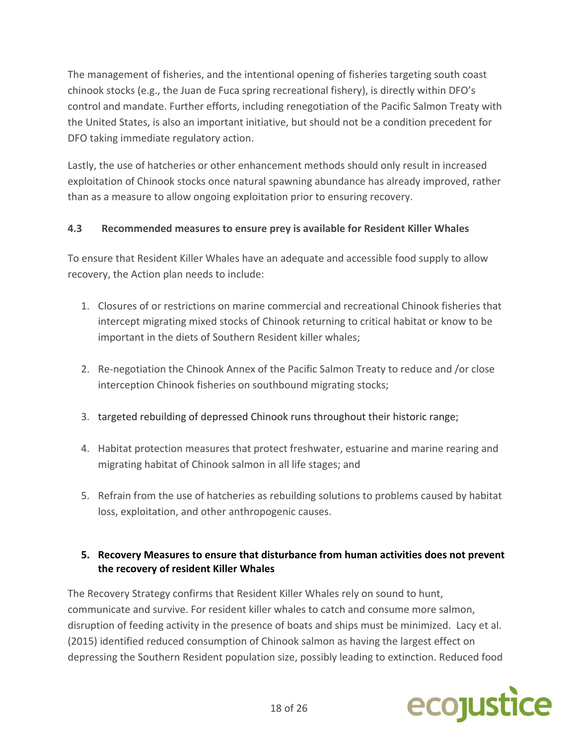The management of fisheries, and the intentional opening of fisheries targeting south coast chinook stocks (e.g., the Juan de Fuca spring recreational fishery), is directly within DFO's control and mandate. Further efforts, including renegotiation of the Pacific Salmon Treaty with the United States, is also an important initiative, but should not be a condition precedent for DFO taking immediate regulatory action.

Lastly, the use of hatcheries or other enhancement methods should only result in increased exploitation of Chinook stocks once natural spawning abundance has already improved, rather than as a measure to allow ongoing exploitation prior to ensuring recovery.

### 4.3 Recommended measures to ensure prey is available for Resident Killer Whales

To ensure that Resident Killer Whales have an adequate and accessible food supply to allow recovery, the Action plan needs to include:

1. Closures of or restrictions on marine commercial and recreational Chinook fisheries that intercept migrating mixed stocks of Chinook returning to critical habitat or know to be important in the diets of Southern Resident killer whales;

2. Re-negotiation the Chinook Annex of the Pacific Salmon Treaty to reduce and /or close interception Chinook fisheries on southbound migrating stocks;

3. targeted rebuilding of depressed Chinook runs throughout their historic range;

4. Habitat protection measures that protect freshwater, estuarine and marine rearing and migrating habitat of Chinook salmon in all life stages; and

5. Refrain from the use of hatcheries as rebuilding solutions to problems caused by habitat loss, exploitation, and other anthropogenic causes.

## 5. Recovery Measures to ensure that disturbance from human activities does not prevent the recovery of resident Killer Whales

The Recovery Strategy confirms that Resident Killer Whales rely on sound to hunt, communicate and survive. For resident killer whales to catch and consume more salmon, disruption of feeding activity in the presence of boats and ships must be minimized. Lacy et al. (2015) identified reduced consumption of Chinook salmon as having the largest effect on depressing the Southern Resident population size, possibly leading to extinction. Reduced food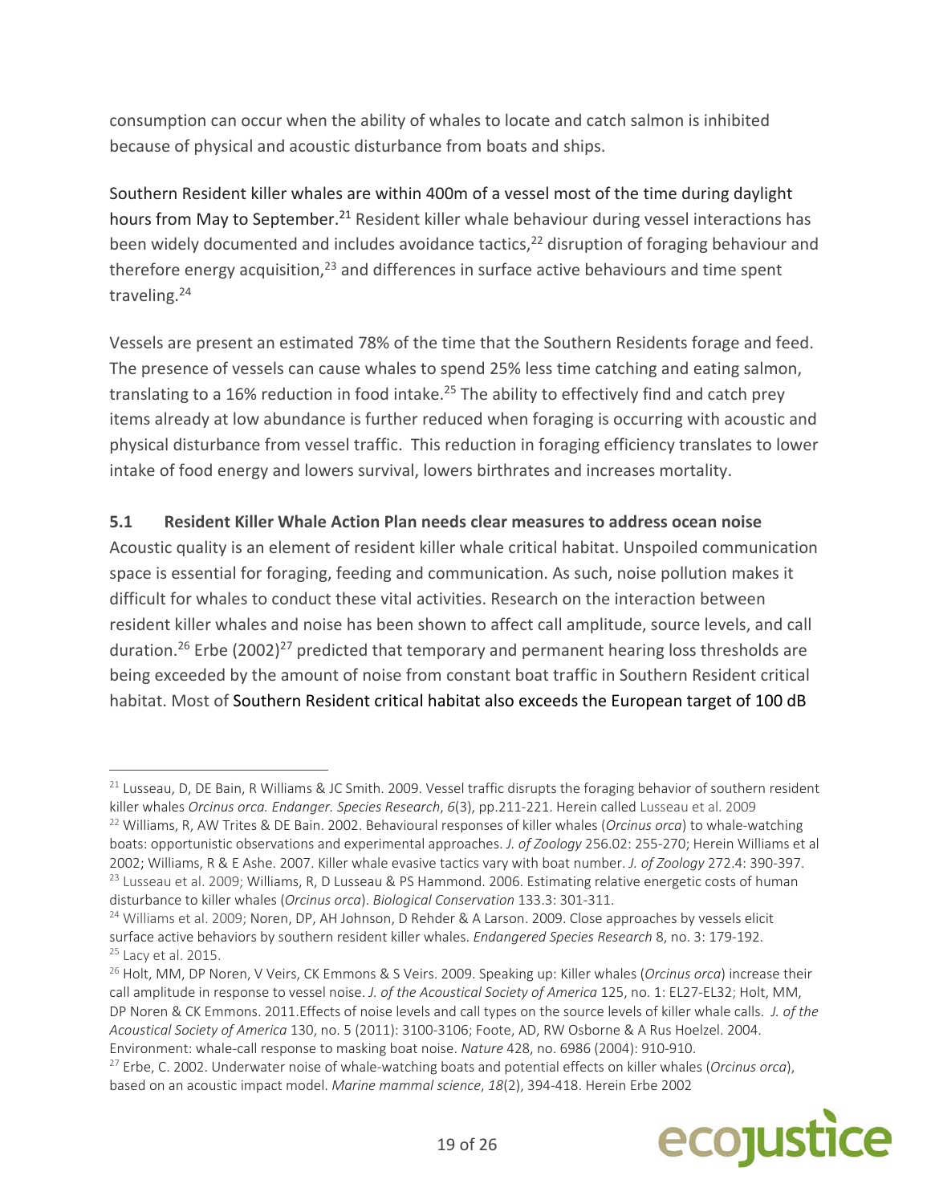consumption can occur when the ability of whales to locate and catch salmon is inhibited because of physical and acoustic disturbance from boats and ships.

Southern Resident killer whales are within 400m of a vessel most of the time during daylight hours from May to September.[21] Resident killer whale behaviour during vessel interactions has been widely documented and includes avoidance tactics,[22] disruption of foraging behaviour and therefore energy acquisition,[23] and differences in surface active behaviours and time spent traveling.[24]

Vessels are present an estimated 78% of the time that the Southern Residents forage and feed. The presence of vessels can cause whales to spend 25% less time catching and eating salmon, translating to a 16% reduction in food intake.[25] The ability to effectively find and catch prey items already at low abundance is further reduced when foraging is occurring with acoustic and physical disturbance from vessel traffic. This reduction in foraging efficiency translates to lower intake of food energy and lowers survival, lowers birthrates and increases mortality.

### 5.1 Resident Killer Whale Action Plan needs clear measures to address ocean noise

Acoustic quality is an element of resident killer whale critical habitat. Unspoiled communication space is essential for foraging, feeding and communication. As such, noise pollution makes it difficult for whales to conduct these vital activities. Research on the interaction between resident killer whales and noise has been shown to affect call amplitude, source levels, and call duration.[26] Erbe (2002)[27] predicted that temporary and permanent hearing loss thresholds are being exceeded by the amount of noise from constant boat traffic in Southern Resident critical habitat. Most of Southern Resident critical habitat also exceeds the European target of 100 dB

---

[21] Lusseau, D, DE Bain, R Williams & JC Smith. 2009. Vessel traffic disrupts the foraging behavior of southern resident killer whales *Orcinus orca. Endanger. Species Research*, *6*(3), pp.211-221. Herein called Lusseau et al. 2009

[22] Williams, R, AW Trites & DE Bain. 2002. Behavioural responses of killer whales (*Orcinus orca*) to whale-watching boats: opportunistic observations and experimental approaches. *J. of Zoology* 256.02: 255-270; Herein Williams et al 2002; Williams, R & E Ashe. 2007. Killer whale evasive tactics vary with boat number. *J. of Zoology* 272.4: 390-397.

[23] Lusseau et al. 2009; Williams, R, D Lusseau & PS Hammond. 2006. Estimating relative energetic costs of human disturbance to killer whales (*Orcinus orca*). *Biological Conservation* 133.3: 301-311.

[24] Williams et al. 2009; Noren, DP, AH Johnson, D Rehder & A Larson. 2009. Close approaches by vessels elicit surface active behaviors by southern resident killer whales. *Endangered Species Research* 8, no. 3: 179-192.

[25] Lacy et al. 2015.

[26] Holt, MM, DP Noren, V Veirs, CK Emmons & S Veirs. 2009. Speaking up: Killer whales (*Orcinus orca*) increase their call amplitude in response to vessel noise. *J. of the Acoustical Society of America* 125, no. 1: EL27-EL32; Holt, MM, DP Noren & CK Emmons. 2011.Effects of noise levels and call types on the source levels of killer whale calls. *J. of the Acoustical Society of America* 130, no. 5 (2011): 3100-3106; Foote, AD, RW Osborne & A Rus Hoelzel. 2004. Environment: whale-call response to masking boat noise. *Nature* 428, no. 6986 (2004): 910-910.

[27] Erbe, C. 2002. Underwater noise of whale-watching boats and potential effects on killer whales (*Orcinus orca*), based on an acoustic impact model. *Marine mammal science*, *18*(2), 394-418. Herein Erbe 2002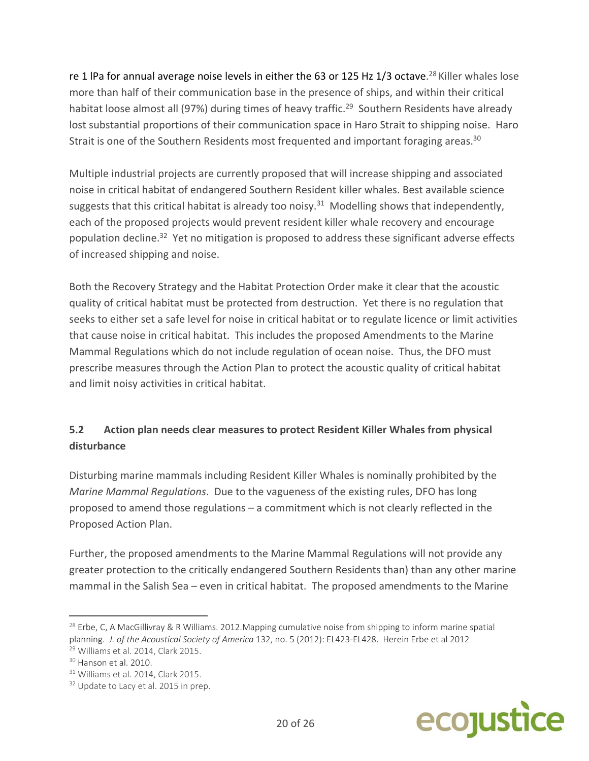re 1 lPa for annual average noise levels in either the 63 or 125 Hz 1/3 octave.[28] Killer whales lose more than half of their communication base in the presence of ships, and within their critical habitat loose almost all (97%) during times of heavy traffic.[29] Southern Residents have already lost substantial proportions of their communication space in Haro Strait to shipping noise. Haro Strait is one of the Southern Residents most frequented and important foraging areas.[30]

Multiple industrial projects are currently proposed that will increase shipping and associated noise in critical habitat of endangered Southern Resident killer whales. Best available science suggests that this critical habitat is already too noisy.[31] Modelling shows that independently, each of the proposed projects would prevent resident killer whale recovery and encourage population decline.[32] Yet no mitigation is proposed to address these significant adverse effects of increased shipping and noise.

Both the Recovery Strategy and the Habitat Protection Order make it clear that the acoustic quality of critical habitat must be protected from destruction. Yet there is no regulation that seeks to either set a safe level for noise in critical habitat or to regulate licence or limit activities that cause noise in critical habitat. This includes the proposed Amendments to the Marine Mammal Regulations which do not include regulation of ocean noise. Thus, the DFO must prescribe measures through the Action Plan to protect the acoustic quality of critical habitat and limit noisy activities in critical habitat.

### 5.2 Action plan needs clear measures to protect Resident Killer Whales from physical disturbance

Disturbing marine mammals including Resident Killer Whales is nominally prohibited by the *Marine Mammal Regulations*. Due to the vagueness of the existing rules, DFO has long proposed to amend those regulations – a commitment which is not clearly reflected in the Proposed Action Plan.

Further, the proposed amendments to the Marine Mammal Regulations will not provide any greater protection to the critically endangered Southern Residents than) than any other marine mammal in the Salish Sea – even in critical habitat. The proposed amendments to the Marine

---

[28] Erbe, C, A MacGillivray & R Williams. 2012.Mapping cumulative noise from shipping to inform marine spatial planning. *J. of the Acoustical Society of America* 132, no. 5 (2012): EL423-EL428. Herein Erbe et al 2012

[29] Williams et al. 2014, Clark 2015.

[30] Hanson et al. 2010.

[31] Williams et al. 2014, Clark 2015.

[32] Update to Lacy et al. 2015 in prep.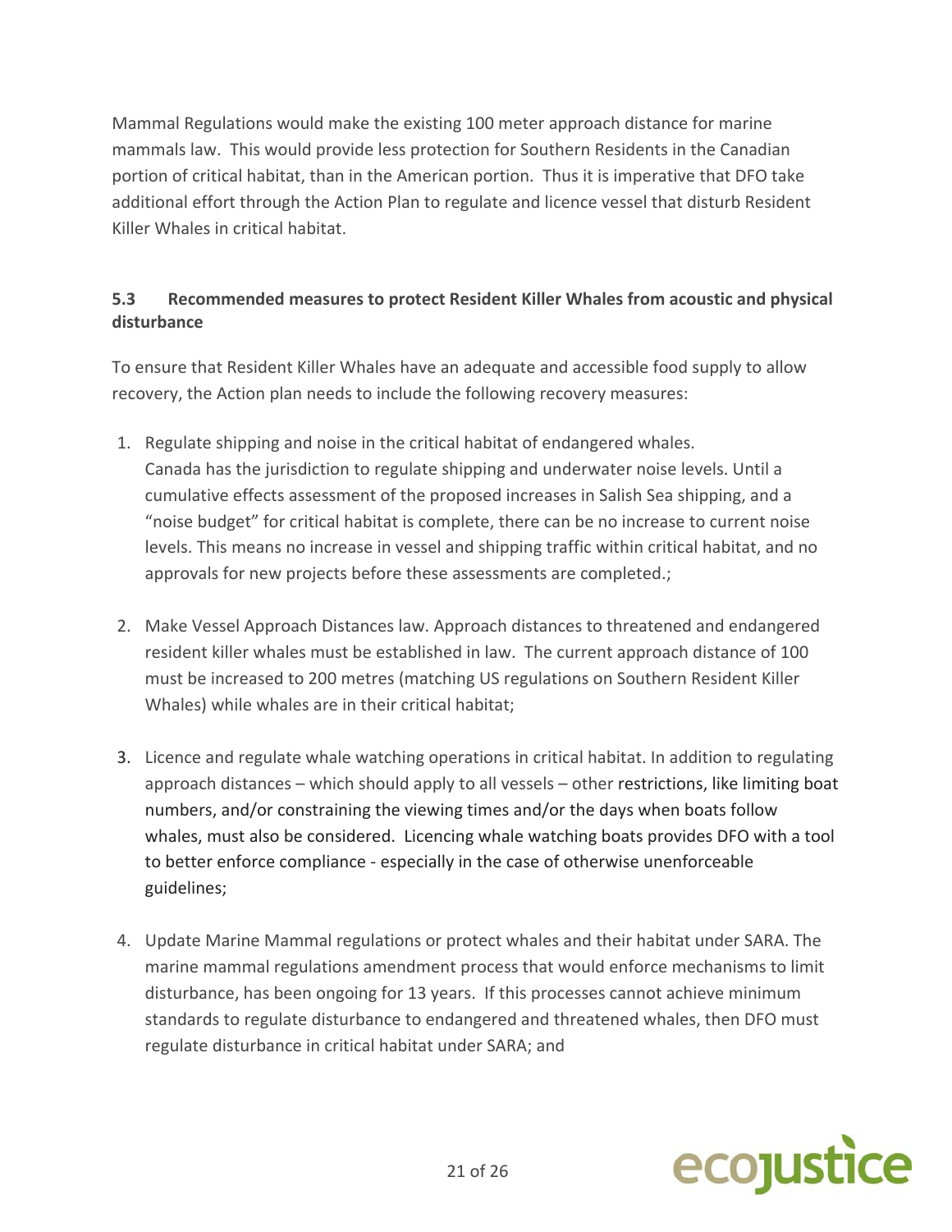Mammal Regulations would make the existing 100 meter approach distance for marine mammals law. This would provide less protection for Southern Residents in the Canadian portion of critical habitat, than in the American portion. Thus it is imperative that DFO take additional effort through the Action Plan to regulate and licence vessel that disturb Resident Killer Whales in critical habitat.

### 5.3 Recommended measures to protect Resident Killer Whales from acoustic and physical disturbance

To ensure that Resident Killer Whales have an adequate and accessible food supply to allow recovery, the Action plan needs to include the following recovery measures:

1. Regulate shipping and noise in the critical habitat of endangered whales. Canada has the jurisdiction to regulate shipping and underwater noise levels. Until a cumulative effects assessment of the proposed increases in Salish Sea shipping, and a "noise budget" for critical habitat is complete, there can be no increase to current noise levels. This means no increase in vessel and shipping traffic within critical habitat, and no approvals for new projects before these assessments are completed.;

2. Make Vessel Approach Distances law. Approach distances to threatened and endangered resident killer whales must be established in law. The current approach distance of 100 must be increased to 200 metres (matching US regulations on Southern Resident Killer Whales) while whales are in their critical habitat;

3. Licence and regulate whale watching operations in critical habitat. In addition to regulating approach distances – which should apply to all vessels – other restrictions, like limiting boat numbers, and/or constraining the viewing times and/or the days when boats follow whales, must also be considered. Licencing whale watching boats provides DFO with a tool to better enforce compliance - especially in the case of otherwise unenforceable guidelines;

4. Update Marine Mammal regulations or protect whales and their habitat under SARA. The marine mammal regulations amendment process that would enforce mechanisms to limit disturbance, has been ongoing for 13 years. If this processes cannot achieve minimum standards to regulate disturbance to endangered and threatened whales, then DFO must regulate disturbance in critical habitat under SARA; and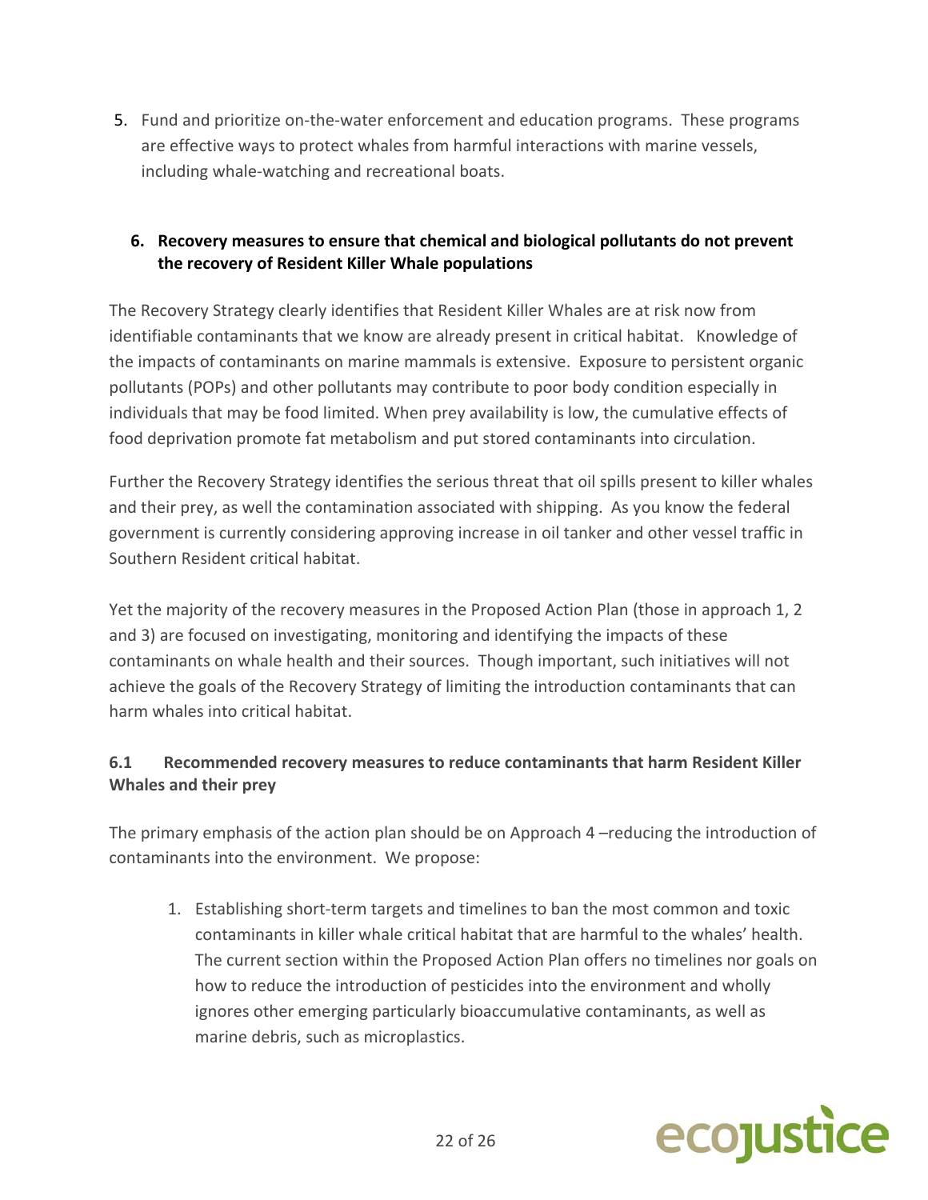5. Fund and prioritize on-the-water enforcement and education programs. These programs are effective ways to protect whales from harmful interactions with marine vessels, including whale-watching and recreational boats.

## 6. Recovery measures to ensure that chemical and biological pollutants do not prevent the recovery of Resident Killer Whale populations

The Recovery Strategy clearly identifies that Resident Killer Whales are at risk now from identifiable contaminants that we know are already present in critical habitat. Knowledge of the impacts of contaminants on marine mammals is extensive. Exposure to persistent organic pollutants (POPs) and other pollutants may contribute to poor body condition especially in individuals that may be food limited. When prey availability is low, the cumulative effects of food deprivation promote fat metabolism and put stored contaminants into circulation.

Further the Recovery Strategy identifies the serious threat that oil spills present to killer whales and their prey, as well the contamination associated with shipping. As you know the federal government is currently considering approving increase in oil tanker and other vessel traffic in Southern Resident critical habitat.

Yet the majority of the recovery measures in the Proposed Action Plan (those in approach 1, 2 and 3) are focused on investigating, monitoring and identifying the impacts of these contaminants on whale health and their sources. Though important, such initiatives will not achieve the goals of the Recovery Strategy of limiting the introduction contaminants that can harm whales into critical habitat.

### 6.1 Recommended recovery measures to reduce contaminants that harm Resident Killer Whales and their prey

The primary emphasis of the action plan should be on Approach 4 –reducing the introduction of contaminants into the environment. We propose:

1. Establishing short-term targets and timelines to ban the most common and toxic contaminants in killer whale critical habitat that are harmful to the whales' health. The current section within the Proposed Action Plan offers no timelines nor goals on how to reduce the introduction of pesticides into the environment and wholly ignores other emerging particularly bioaccumulative contaminants, as well as marine debris, such as microplastics.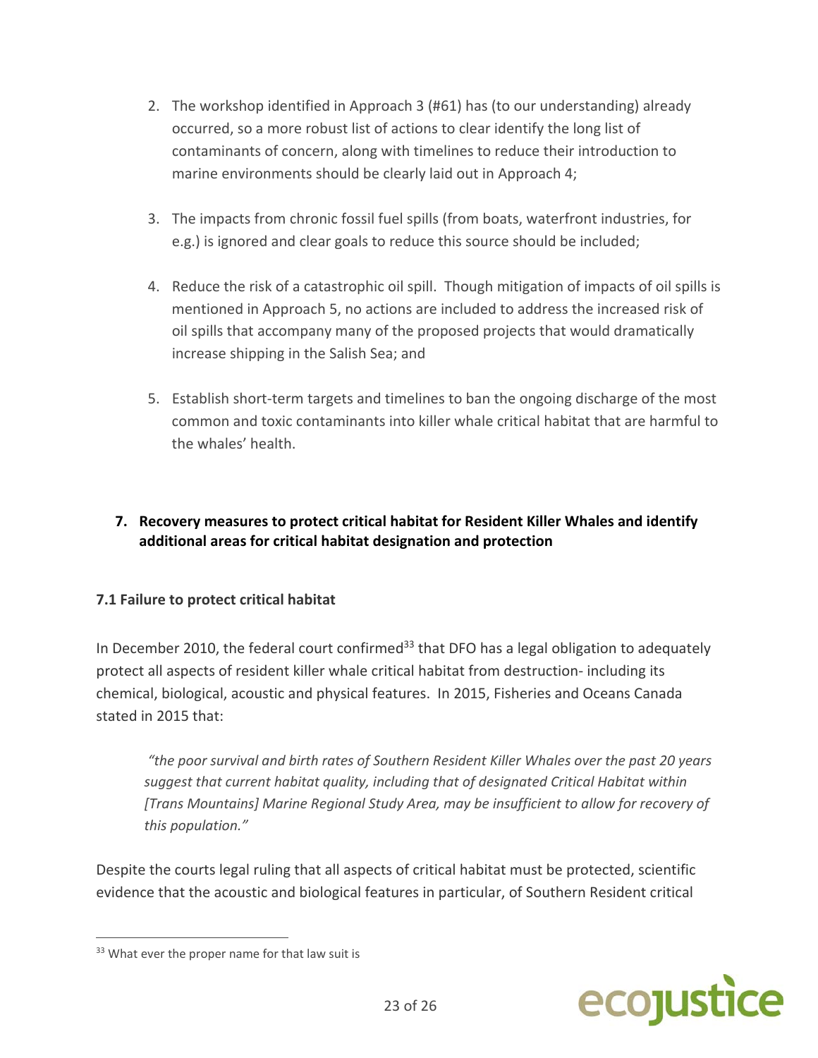2. The workshop identified in Approach 3 (#61) has (to our understanding) already occurred, so a more robust list of actions to clear identify the long list of contaminants of concern, along with timelines to reduce their introduction to marine environments should be clearly laid out in Approach 4;

3. The impacts from chronic fossil fuel spills (from boats, waterfront industries, for e.g.) is ignored and clear goals to reduce this source should be included;

4. Reduce the risk of a catastrophic oil spill. Though mitigation of impacts of oil spills is mentioned in Approach 5, no actions are included to address the increased risk of oil spills that accompany many of the proposed projects that would dramatically increase shipping in the Salish Sea; and

5. Establish short-term targets and timelines to ban the ongoing discharge of the most common and toxic contaminants into killer whale critical habitat that are harmful to the whales' health.

## 7. Recovery measures to protect critical habitat for Resident Killer Whales and identify additional areas for critical habitat designation and protection

### 7.1 Failure to protect critical habitat

In December 2010, the federal court confirmed[33] that DFO has a legal obligation to adequately protect all aspects of resident killer whale critical habitat from destruction- including its chemical, biological, acoustic and physical features. In 2015, Fisheries and Oceans Canada stated in 2015 that:

> *"the poor survival and birth rates of Southern Resident Killer Whales over the past 20 years suggest that current habitat quality, including that of designated Critical Habitat within [Trans Mountains] Marine Regional Study Area, may be insufficient to allow for recovery of this population."*

Despite the courts legal ruling that all aspects of critical habitat must be protected, scientific evidence that the acoustic and biological features in particular, of Southern Resident critical

---

[33] What ever the proper name for that law suit is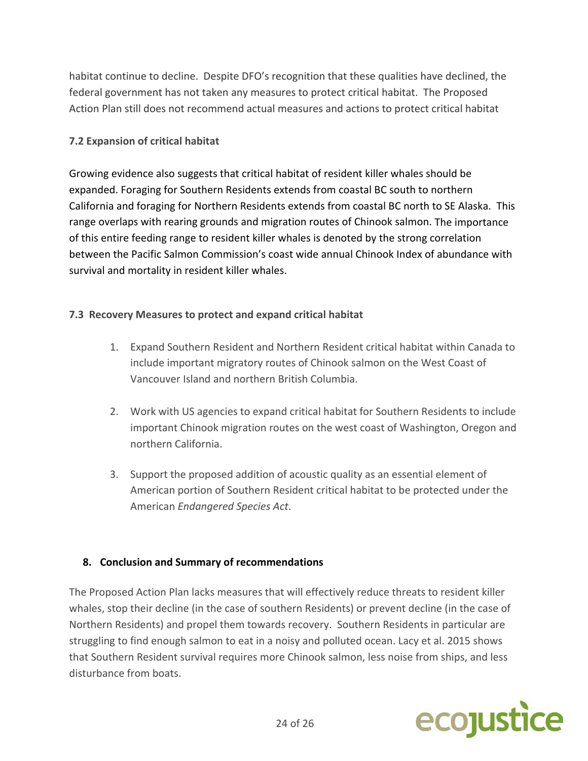habitat continue to decline. Despite DFO's recognition that these qualities have declined, the federal government has not taken any measures to protect critical habitat. The Proposed Action Plan still does not recommend actual measures and actions to protect critical habitat

### 7.2 Expansion of critical habitat

Growing evidence also suggests that critical habitat of resident killer whales should be expanded. Foraging for Southern Residents extends from coastal BC south to northern California and foraging for Northern Residents extends from coastal BC north to SE Alaska. This range overlaps with rearing grounds and migration routes of Chinook salmon. The importance of this entire feeding range to resident killer whales is denoted by the strong correlation between the Pacific Salmon Commission's coast wide annual Chinook Index of abundance with survival and mortality in resident killer whales.

### 7.3 Recovery Measures to protect and expand critical habitat

1. Expand Southern Resident and Northern Resident critical habitat within Canada to include important migratory routes of Chinook salmon on the West Coast of Vancouver Island and northern British Columbia.
2. Work with US agencies to expand critical habitat for Southern Residents to include important Chinook migration routes on the west coast of Washington, Oregon and northern California.
3. Support the proposed addition of acoustic quality as an essential element of American portion of Southern Resident critical habitat to be protected under the American *Endangered Species Act*.

## 8. Conclusion and Summary of recommendations

The Proposed Action Plan lacks measures that will effectively reduce threats to resident killer whales, stop their decline (in the case of southern Residents) or prevent decline (in the case of Northern Residents) and propel them towards recovery. Southern Residents in particular are struggling to find enough salmon to eat in a noisy and polluted ocean. Lacy et al. 2015 shows that Southern Resident survival requires more Chinook salmon, less noise from ships, and less disturbance from boats.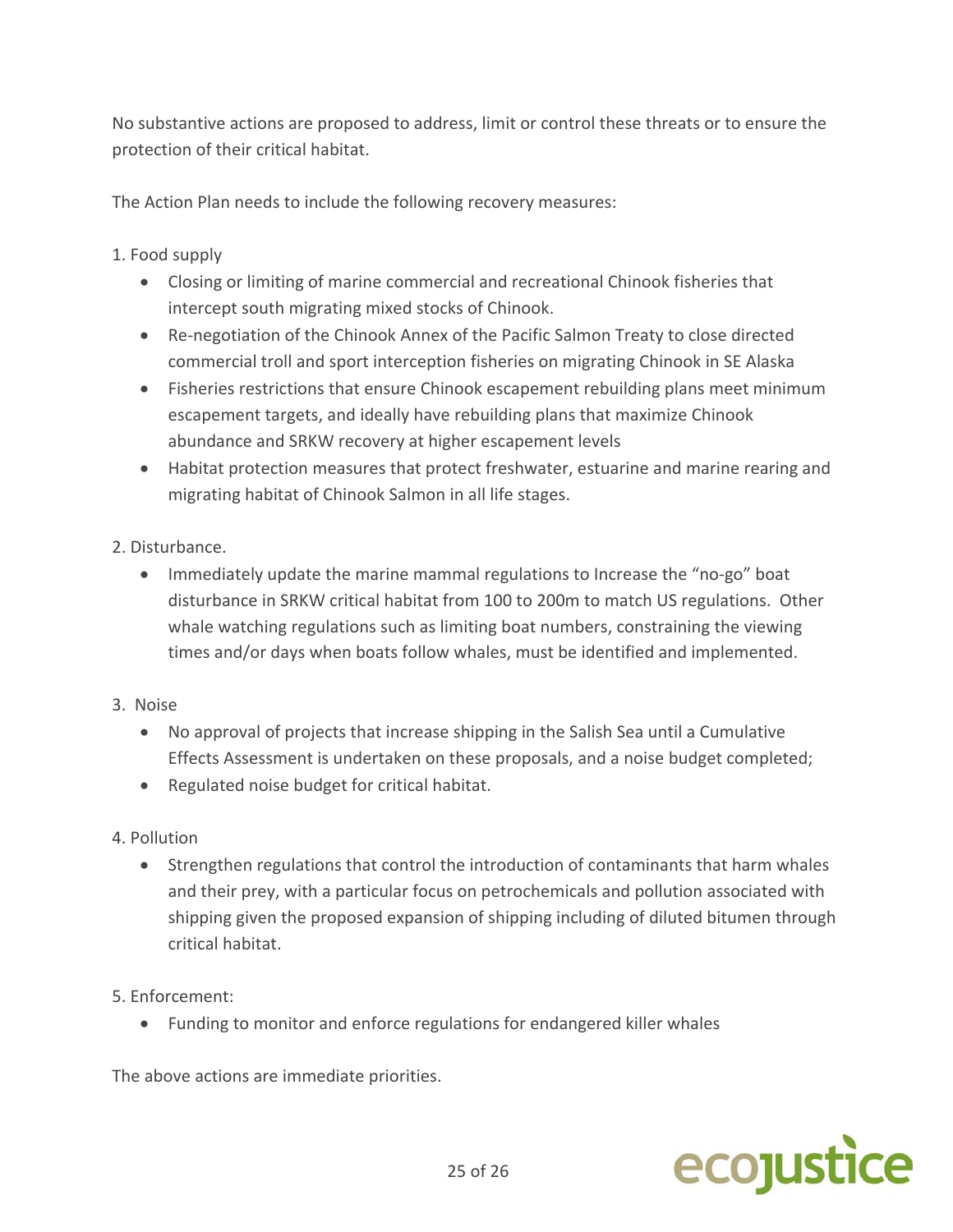No substantive actions are proposed to address, limit or control these threats or to ensure the protection of their critical habitat.

The Action Plan needs to include the following recovery measures:

1. Food supply
   - Closing or limiting of marine commercial and recreational Chinook fisheries that intercept south migrating mixed stocks of Chinook.
   - Re-negotiation of the Chinook Annex of the Pacific Salmon Treaty to close directed commercial troll and sport interception fisheries on migrating Chinook in SE Alaska
   - Fisheries restrictions that ensure Chinook escapement rebuilding plans meet minimum escapement targets, and ideally have rebuilding plans that maximize Chinook abundance and SRKW recovery at higher escapement levels
   - Habitat protection measures that protect freshwater, estuarine and marine rearing and migrating habitat of Chinook Salmon in all life stages.

2. Disturbance.
   - Immediately update the marine mammal regulations to Increase the "no-go" boat disturbance in SRKW critical habitat from 100 to 200m to match US regulations. Other whale watching regulations such as limiting boat numbers, constraining the viewing times and/or days when boats follow whales, must be identified and implemented.

3. Noise
   - No approval of projects that increase shipping in the Salish Sea until a Cumulative Effects Assessment is undertaken on these proposals, and a noise budget completed;
   - Regulated noise budget for critical habitat.

4. Pollution
   - Strengthen regulations that control the introduction of contaminants that harm whales and their prey, with a particular focus on petrochemicals and pollution associated with shipping given the proposed expansion of shipping including of diluted bitumen through critical habitat.

5. Enforcement:
   - Funding to monitor and enforce regulations for endangered killer whales

The above actions are immediate priorities.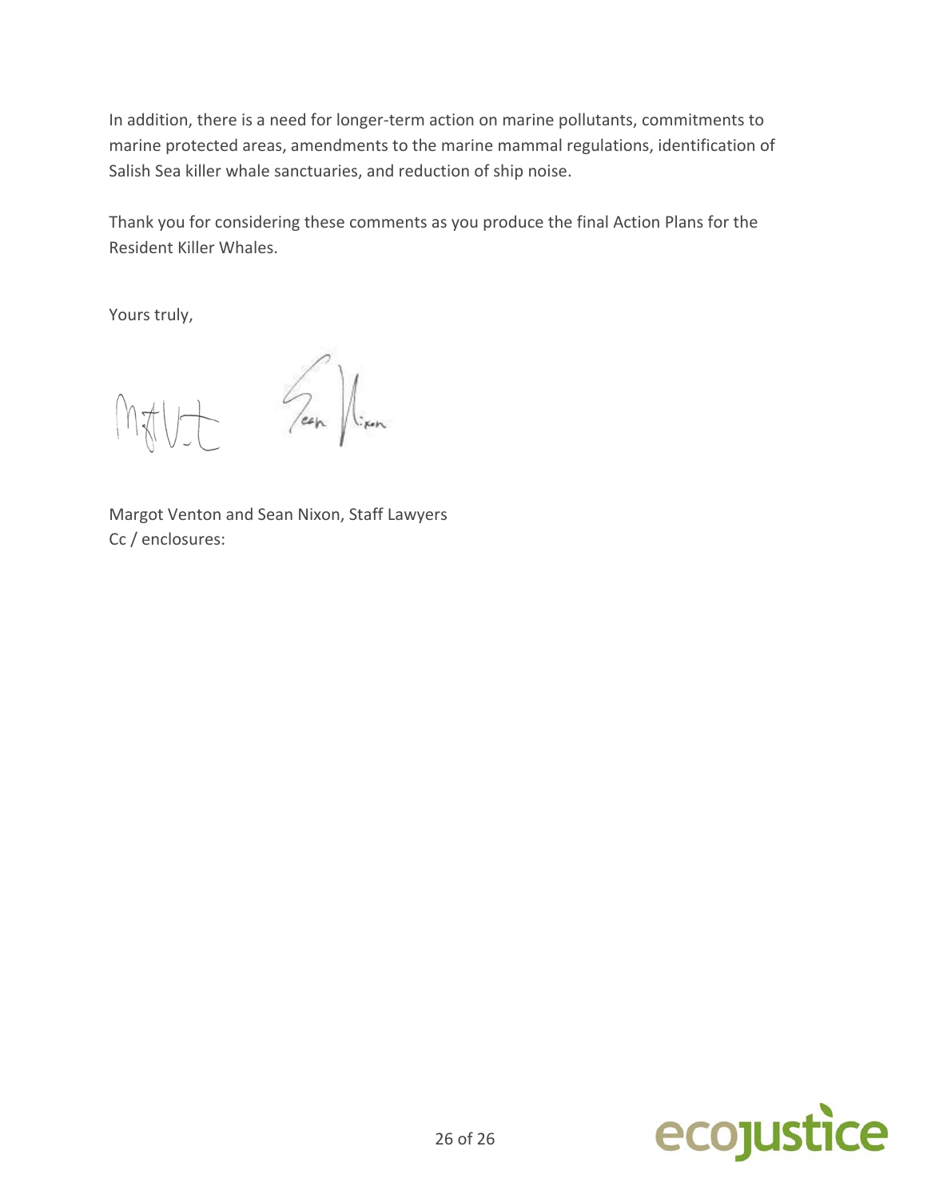In addition, there is a need for longer-term action on marine pollutants, commitments to marine protected areas, amendments to the marine mammal regulations, identification of Salish Sea killer whale sanctuaries, and reduction of ship noise.

Thank you for considering these comments as you produce the final Action Plans for the Resident Killer Whales.

Yours truly,

Margot Venton and Sean Nixon, Staff Lawyers
Cc / enclosures: